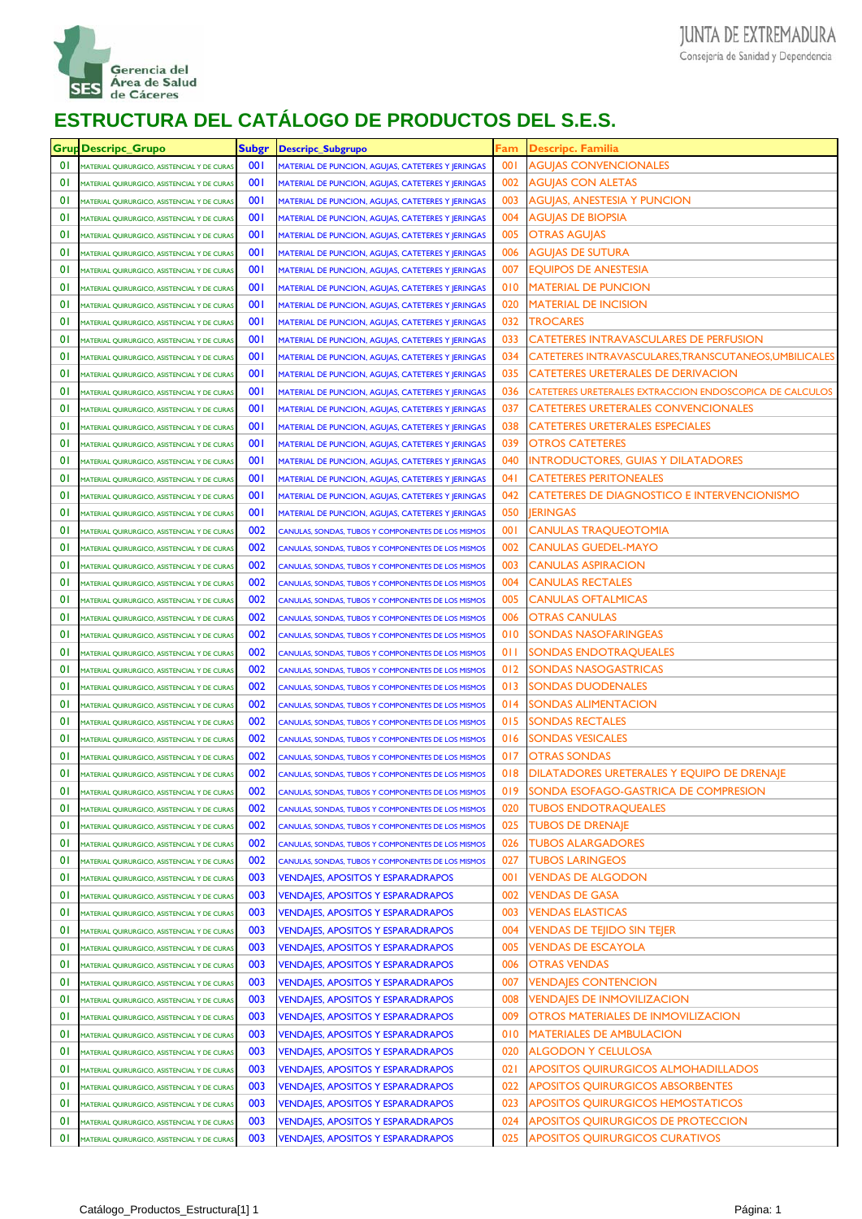Gerencia del Área de Salud de Cáceres

JUNTA DE EXTREMADURA
Consejería de Sanidad y Dependencia

# ESTRUCTURA DEL CATÁLOGO DE PRODUCTOS DEL S.E.S.

| Grup | Descripc_Grupo | Subgr | Descripc_Subgrupo | Fam | Descripc. Familia |
|---|---|---|---|---|---|
| 01 | MATERIAL QUIRURGICO, ASISTENCIAL Y DE CURAS | 001 | MATERIAL DE PUNCION, AGUJAS, CATETERES Y JERINGAS | 001 | AGUJAS CONVENCIONALES |
| 01 | MATERIAL QUIRURGICO, ASISTENCIAL Y DE CURAS | 001 | MATERIAL DE PUNCION, AGUJAS, CATETERES Y JERINGAS | 002 | AGUJAS CON ALETAS |
| 01 | MATERIAL QUIRURGICO, ASISTENCIAL Y DE CURAS | 001 | MATERIAL DE PUNCION, AGUJAS, CATETERES Y JERINGAS | 003 | AGUJAS, ANESTESIA Y PUNCION |
| 01 | MATERIAL QUIRURGICO, ASISTENCIAL Y DE CURAS | 001 | MATERIAL DE PUNCION, AGUJAS, CATETERES Y JERINGAS | 004 | AGUJAS DE BIOPSIA |
| 01 | MATERIAL QUIRURGICO, ASISTENCIAL Y DE CURAS | 001 | MATERIAL DE PUNCION, AGUJAS, CATETERES Y JERINGAS | 005 | OTRAS AGUJAS |
| 01 | MATERIAL QUIRURGICO, ASISTENCIAL Y DE CURAS | 001 | MATERIAL DE PUNCION, AGUJAS, CATETERES Y JERINGAS | 006 | AGUJAS DE SUTURA |
| 01 | MATERIAL QUIRURGICO, ASISTENCIAL Y DE CURAS | 001 | MATERIAL DE PUNCION, AGUJAS, CATETERES Y JERINGAS | 007 | EQUIPOS DE ANESTESIA |
| 01 | MATERIAL QUIRURGICO, ASISTENCIAL Y DE CURAS | 001 | MATERIAL DE PUNCION, AGUJAS, CATETERES Y JERINGAS | 010 | MATERIAL DE PUNCION |
| 01 | MATERIAL QUIRURGICO, ASISTENCIAL Y DE CURAS | 001 | MATERIAL DE PUNCION, AGUJAS, CATETERES Y JERINGAS | 020 | MATERIAL DE INCISION |
| 01 | MATERIAL QUIRURGICO, ASISTENCIAL Y DE CURAS | 001 | MATERIAL DE PUNCION, AGUJAS, CATETERES Y JERINGAS | 032 | TROCARES |
| 01 | MATERIAL QUIRURGICO, ASISTENCIAL Y DE CURAS | 001 | MATERIAL DE PUNCION, AGUJAS, CATETERES Y JERINGAS | 033 | CATETERES INTRAVASCULARES DE PERFUSION |
| 01 | MATERIAL QUIRURGICO, ASISTENCIAL Y DE CURAS | 001 | MATERIAL DE PUNCION, AGUJAS, CATETERES Y JERINGAS | 034 | CATETERES INTRAVASCULARES,TRANSCUTANEOS,UMBILICALES |
| 01 | MATERIAL QUIRURGICO, ASISTENCIAL Y DE CURAS | 001 | MATERIAL DE PUNCION, AGUJAS, CATETERES Y JERINGAS | 035 | CATETERES URETERALES DE DERIVACION |
| 01 | MATERIAL QUIRURGICO, ASISTENCIAL Y DE CURAS | 001 | MATERIAL DE PUNCION, AGUJAS, CATETERES Y JERINGAS | 036 | CATETERES URETERALES EXTRACCION ENDOSCOPICA DE CALCULOS |
| 01 | MATERIAL QUIRURGICO, ASISTENCIAL Y DE CURAS | 001 | MATERIAL DE PUNCION, AGUJAS, CATETERES Y JERINGAS | 037 | CATETERES URETERALES CONVENCIONALES |
| 01 | MATERIAL QUIRURGICO, ASISTENCIAL Y DE CURAS | 001 | MATERIAL DE PUNCION, AGUJAS, CATETERES Y JERINGAS | 038 | CATETERES URETERALES ESPECIALES |
| 01 | MATERIAL QUIRURGICO, ASISTENCIAL Y DE CURAS | 001 | MATERIAL DE PUNCION, AGUJAS, CATETERES Y JERINGAS | 039 | OTROS CATETERES |
| 01 | MATERIAL QUIRURGICO, ASISTENCIAL Y DE CURAS | 001 | MATERIAL DE PUNCION, AGUJAS, CATETERES Y JERINGAS | 040 | INTRODUCTORES, GUIAS Y DILATADORES |
| 01 | MATERIAL QUIRURGICO, ASISTENCIAL Y DE CURAS | 001 | MATERIAL DE PUNCION, AGUJAS, CATETERES Y JERINGAS | 041 | CATETERES PERITONEALES |
| 01 | MATERIAL QUIRURGICO, ASISTENCIAL Y DE CURAS | 001 | MATERIAL DE PUNCION, AGUJAS, CATETERES Y JERINGAS | 042 | CATETERES DE DIAGNOSTICO E INTERVENCIONISMO |
| 01 | MATERIAL QUIRURGICO, ASISTENCIAL Y DE CURAS | 001 | MATERIAL DE PUNCION, AGUJAS, CATETERES Y JERINGAS | 050 | JERINGAS |
| 01 | MATERIAL QUIRURGICO, ASISTENCIAL Y DE CURAS | 002 | CANULAS, SONDAS, TUBOS Y COMPONENTES DE LOS MISMOS | 001 | CANULAS TRAQUEOTOMIA |
| 01 | MATERIAL QUIRURGICO, ASISTENCIAL Y DE CURAS | 002 | CANULAS, SONDAS, TUBOS Y COMPONENTES DE LOS MISMOS | 002 | CANULAS GUEDEL-MAYO |
| 01 | MATERIAL QUIRURGICO, ASISTENCIAL Y DE CURAS | 002 | CANULAS, SONDAS, TUBOS Y COMPONENTES DE LOS MISMOS | 003 | CANULAS ASPIRACION |
| 01 | MATERIAL QUIRURGICO, ASISTENCIAL Y DE CURAS | 002 | CANULAS, SONDAS, TUBOS Y COMPONENTES DE LOS MISMOS | 004 | CANULAS RECTALES |
| 01 | MATERIAL QUIRURGICO, ASISTENCIAL Y DE CURAS | 002 | CANULAS, SONDAS, TUBOS Y COMPONENTES DE LOS MISMOS | 005 | CANULAS OFTALMICAS |
| 01 | MATERIAL QUIRURGICO, ASISTENCIAL Y DE CURAS | 002 | CANULAS, SONDAS, TUBOS Y COMPONENTES DE LOS MISMOS | 006 | OTRAS CANULAS |
| 01 | MATERIAL QUIRURGICO, ASISTENCIAL Y DE CURAS | 002 | CANULAS, SONDAS, TUBOS Y COMPONENTES DE LOS MISMOS | 010 | SONDAS NASOFARINGEAS |
| 01 | MATERIAL QUIRURGICO, ASISTENCIAL Y DE CURAS | 002 | CANULAS, SONDAS, TUBOS Y COMPONENTES DE LOS MISMOS | 011 | SONDAS ENDOTRAQUEALES |
| 01 | MATERIAL QUIRURGICO, ASISTENCIAL Y DE CURAS | 002 | CANULAS, SONDAS, TUBOS Y COMPONENTES DE LOS MISMOS | 012 | SONDAS NASOGASTRICAS |
| 01 | MATERIAL QUIRURGICO, ASISTENCIAL Y DE CURAS | 002 | CANULAS, SONDAS, TUBOS Y COMPONENTES DE LOS MISMOS | 013 | SONDAS DUODENALES |
| 01 | MATERIAL QUIRURGICO, ASISTENCIAL Y DE CURAS | 002 | CANULAS, SONDAS, TUBOS Y COMPONENTES DE LOS MISMOS | 014 | SONDAS ALIMENTACION |
| 01 | MATERIAL QUIRURGICO, ASISTENCIAL Y DE CURAS | 002 | CANULAS, SONDAS, TUBOS Y COMPONENTES DE LOS MISMOS | 015 | SONDAS RECTALES |
| 01 | MATERIAL QUIRURGICO, ASISTENCIAL Y DE CURAS | 002 | CANULAS, SONDAS, TUBOS Y COMPONENTES DE LOS MISMOS | 016 | SONDAS VESICALES |
| 01 | MATERIAL QUIRURGICO, ASISTENCIAL Y DE CURAS | 002 | CANULAS, SONDAS, TUBOS Y COMPONENTES DE LOS MISMOS | 017 | OTRAS SONDAS |
| 01 | MATERIAL QUIRURGICO, ASISTENCIAL Y DE CURAS | 002 | CANULAS, SONDAS, TUBOS Y COMPONENTES DE LOS MISMOS | 018 | DILATADORES URETERALES Y EQUIPO DE DRENAJE |
| 01 | MATERIAL QUIRURGICO, ASISTENCIAL Y DE CURAS | 002 | CANULAS, SONDAS, TUBOS Y COMPONENTES DE LOS MISMOS | 019 | SONDA ESOFAGO-GASTRICA DE COMPRESION |
| 01 | MATERIAL QUIRURGICO, ASISTENCIAL Y DE CURAS | 002 | CANULAS, SONDAS, TUBOS Y COMPONENTES DE LOS MISMOS | 020 | TUBOS ENDOTRAQUEALES |
| 01 | MATERIAL QUIRURGICO, ASISTENCIAL Y DE CURAS | 002 | CANULAS, SONDAS, TUBOS Y COMPONENTES DE LOS MISMOS | 025 | TUBOS DE DRENAJE |
| 01 | MATERIAL QUIRURGICO, ASISTENCIAL Y DE CURAS | 002 | CANULAS, SONDAS, TUBOS Y COMPONENTES DE LOS MISMOS | 026 | TUBOS ALARGADORES |
| 01 | MATERIAL QUIRURGICO, ASISTENCIAL Y DE CURAS | 002 | CANULAS, SONDAS, TUBOS Y COMPONENTES DE LOS MISMOS | 027 | TUBOS LARINGEOS |
| 01 | MATERIAL QUIRURGICO, ASISTENCIAL Y DE CURAS | 003 | VENDAJES, APOSITOS Y ESPARADRAPOS | 001 | VENDAS DE ALGODON |
| 01 | MATERIAL QUIRURGICO, ASISTENCIAL Y DE CURAS | 003 | VENDAJES, APOSITOS Y ESPARADRAPOS | 002 | VENDAS DE GASA |
| 01 | MATERIAL QUIRURGICO, ASISTENCIAL Y DE CURAS | 003 | VENDAJES, APOSITOS Y ESPARADRAPOS | 003 | VENDAS ELASTICAS |
| 01 | MATERIAL QUIRURGICO, ASISTENCIAL Y DE CURAS | 003 | VENDAJES, APOSITOS Y ESPARADRAPOS | 004 | VENDAS DE TEJIDO SIN TEJER |
| 01 | MATERIAL QUIRURGICO, ASISTENCIAL Y DE CURAS | 003 | VENDAJES, APOSITOS Y ESPARADRAPOS | 005 | VENDAS DE ESCAYOLA |
| 01 | MATERIAL QUIRURGICO, ASISTENCIAL Y DE CURAS | 003 | VENDAJES, APOSITOS Y ESPARADRAPOS | 006 | OTRAS VENDAS |
| 01 | MATERIAL QUIRURGICO, ASISTENCIAL Y DE CURAS | 003 | VENDAJES, APOSITOS Y ESPARADRAPOS | 007 | VENDAJES CONTENCION |
| 01 | MATERIAL QUIRURGICO, ASISTENCIAL Y DE CURAS | 003 | VENDAJES, APOSITOS Y ESPARADRAPOS | 008 | VENDAJES DE INMOVILIZACION |
| 01 | MATERIAL QUIRURGICO, ASISTENCIAL Y DE CURAS | 003 | VENDAJES, APOSITOS Y ESPARADRAPOS | 009 | OTROS MATERIALES DE INMOVILIZACION |
| 01 | MATERIAL QUIRURGICO, ASISTENCIAL Y DE CURAS | 003 | VENDAJES, APOSITOS Y ESPARADRAPOS | 010 | MATERIALES DE AMBULACION |
| 01 | MATERIAL QUIRURGICO, ASISTENCIAL Y DE CURAS | 003 | VENDAJES, APOSITOS Y ESPARADRAPOS | 020 | ALGODON Y CELULOSA |
| 01 | MATERIAL QUIRURGICO, ASISTENCIAL Y DE CURAS | 003 | VENDAJES, APOSITOS Y ESPARADRAPOS | 021 | APOSITOS QUIRURGICOS ALMOHADILLADOS |
| 01 | MATERIAL QUIRURGICO, ASISTENCIAL Y DE CURAS | 003 | VENDAJES, APOSITOS Y ESPARADRAPOS | 022 | APOSITOS QUIRURGICOS ABSORBENTES |
| 01 | MATERIAL QUIRURGICO, ASISTENCIAL Y DE CURAS | 003 | VENDAJES, APOSITOS Y ESPARADRAPOS | 023 | APOSITOS QUIRURGICOS HEMOSTATICOS |
| 01 | MATERIAL QUIRURGICO, ASISTENCIAL Y DE CURAS | 003 | VENDAJES, APOSITOS Y ESPARADRAPOS | 024 | APOSITOS QUIRURGICOS DE PROTECCION |
| 01 | MATERIAL QUIRURGICO, ASISTENCIAL Y DE CURAS | 003 | VENDAJES, APOSITOS Y ESPARADRAPOS | 025 | APOSITOS QUIRURGICOS CURATIVOS |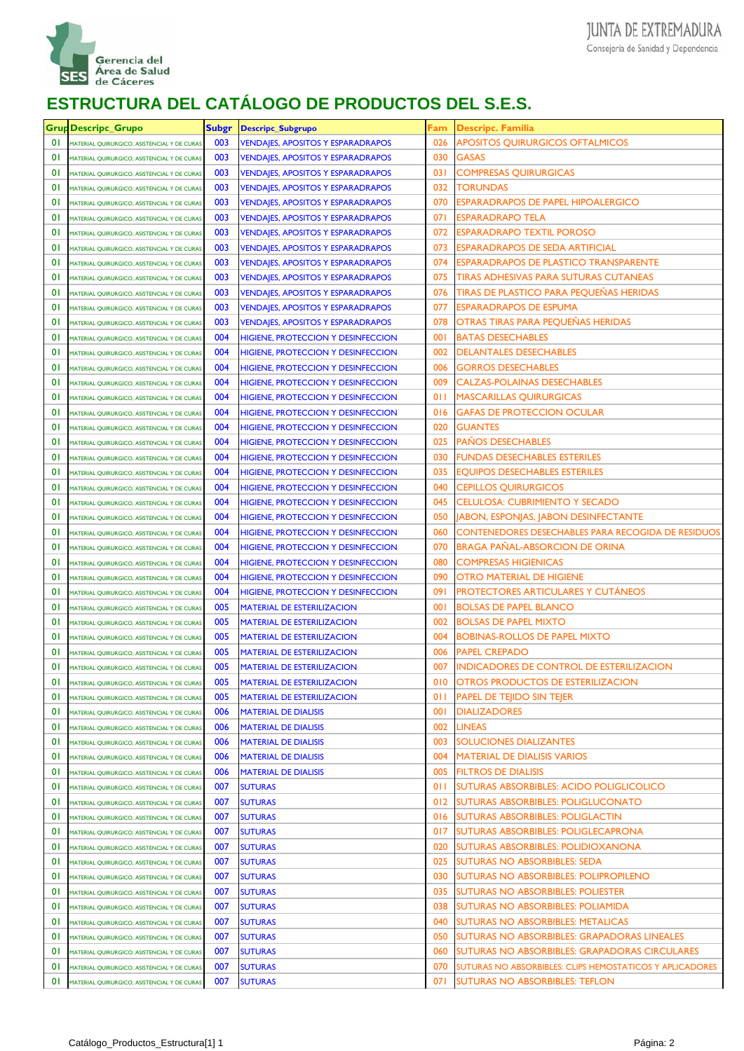Gerencia del Área de Salud de Cáceres

JUNTA DE EXTREMADURA
Consejería de Sanidad y Dependencia

# ESTRUCTURA DEL CATÁLOGO DE PRODUCTOS DEL S.E.S.

| Grup | Descripc_Grupo | Subgr | Descripc_Subgrupo | Fam | Descripc. Familia |
|---|---|---|---|---|---|
| 01 | MATERIAL QUIRURGICO, ASISTENCIAL Y DE CURAS | 003 | VENDAJES, APOSITOS Y ESPARADRAPOS | 026 | APOSITOS QUIRURGICOS OFTALMICOS |
| 01 | MATERIAL QUIRURGICO, ASISTENCIAL Y DE CURAS | 003 | VENDAJES, APOSITOS Y ESPARADRAPOS | 030 | GASAS |
| 01 | MATERIAL QUIRURGICO, ASISTENCIAL Y DE CURAS | 003 | VENDAJES, APOSITOS Y ESPARADRAPOS | 031 | COMPRESAS QUIRURGICAS |
| 01 | MATERIAL QUIRURGICO, ASISTENCIAL Y DE CURAS | 003 | VENDAJES, APOSITOS Y ESPARADRAPOS | 032 | TORUNDAS |
| 01 | MATERIAL QUIRURGICO, ASISTENCIAL Y DE CURAS | 003 | VENDAJES, APOSITOS Y ESPARADRAPOS | 070 | ESPARADRAPOS DE PAPEL HIPOALERGICO |
| 01 | MATERIAL QUIRURGICO, ASISTENCIAL Y DE CURAS | 003 | VENDAJES, APOSITOS Y ESPARADRAPOS | 071 | ESPARADRAPO TELA |
| 01 | MATERIAL QUIRURGICO, ASISTENCIAL Y DE CURAS | 003 | VENDAJES, APOSITOS Y ESPARADRAPOS | 072 | ESPARADRAPO TEXTIL POROSO |
| 01 | MATERIAL QUIRURGICO, ASISTENCIAL Y DE CURAS | 003 | VENDAJES, APOSITOS Y ESPARADRAPOS | 073 | ESPARADRAPOS DE SEDA ARTIFICIAL |
| 01 | MATERIAL QUIRURGICO, ASISTENCIAL Y DE CURAS | 003 | VENDAJES, APOSITOS Y ESPARADRAPOS | 074 | ESPARADRAPOS DE PLASTICO TRANSPARENTE |
| 01 | MATERIAL QUIRURGICO, ASISTENCIAL Y DE CURAS | 003 | VENDAJES, APOSITOS Y ESPARADRAPOS | 075 | TIRAS ADHESIVAS PARA SUTURAS CUTANEAS |
| 01 | MATERIAL QUIRURGICO, ASISTENCIAL Y DE CURAS | 003 | VENDAJES, APOSITOS Y ESPARADRAPOS | 076 | TIRAS DE PLASTICO PARA PEQUEÑAS HERIDAS |
| 01 | MATERIAL QUIRURGICO, ASISTENCIAL Y DE CURAS | 003 | VENDAJES, APOSITOS Y ESPARADRAPOS | 077 | ESPARADRAPOS DE ESPUMA |
| 01 | MATERIAL QUIRURGICO, ASISTENCIAL Y DE CURAS | 003 | VENDAJES, APOSITOS Y ESPARADRAPOS | 078 | OTRAS TIRAS PARA PEQUEÑAS HERIDAS |
| 01 | MATERIAL QUIRURGICO, ASISTENCIAL Y DE CURAS | 004 | HIGIENE, PROTECCION Y DESINFECCION | 001 | BATAS DESECHABLES |
| 01 | MATERIAL QUIRURGICO, ASISTENCIAL Y DE CURAS | 004 | HIGIENE, PROTECCION Y DESINFECCION | 002 | DELANTALES DESECHABLES |
| 01 | MATERIAL QUIRURGICO, ASISTENCIAL Y DE CURAS | 004 | HIGIENE, PROTECCION Y DESINFECCION | 006 | GORROS DESECHABLES |
| 01 | MATERIAL QUIRURGICO, ASISTENCIAL Y DE CURAS | 004 | HIGIENE, PROTECCION Y DESINFECCION | 009 | CALZAS-POLAINAS DESECHABLES |
| 01 | MATERIAL QUIRURGICO, ASISTENCIAL Y DE CURAS | 004 | HIGIENE, PROTECCION Y DESINFECCION | 011 | MASCARILLAS QUIRURGICAS |
| 01 | MATERIAL QUIRURGICO, ASISTENCIAL Y DE CURAS | 004 | HIGIENE, PROTECCION Y DESINFECCION | 016 | GAFAS DE PROTECCION OCULAR |
| 01 | MATERIAL QUIRURGICO, ASISTENCIAL Y DE CURAS | 004 | HIGIENE, PROTECCION Y DESINFECCION | 020 | GUANTES |
| 01 | MATERIAL QUIRURGICO, ASISTENCIAL Y DE CURAS | 004 | HIGIENE, PROTECCION Y DESINFECCION | 025 | PAÑOS DESECHABLES |
| 01 | MATERIAL QUIRURGICO, ASISTENCIAL Y DE CURAS | 004 | HIGIENE, PROTECCION Y DESINFECCION | 030 | FUNDAS DESECHABLES ESTERILES |
| 01 | MATERIAL QUIRURGICO, ASISTENCIAL Y DE CURAS | 004 | HIGIENE, PROTECCION Y DESINFECCION | 035 | EQUIPOS DESECHABLES ESTERILES |
| 01 | MATERIAL QUIRURGICO, ASISTENCIAL Y DE CURAS | 004 | HIGIENE, PROTECCION Y DESINFECCION | 040 | CEPILLOS QUIRURGICOS |
| 01 | MATERIAL QUIRURGICO, ASISTENCIAL Y DE CURAS | 004 | HIGIENE, PROTECCION Y DESINFECCION | 045 | CELULOSA: CUBRIMIENTO Y SECADO |
| 01 | MATERIAL QUIRURGICO, ASISTENCIAL Y DE CURAS | 004 | HIGIENE, PROTECCION Y DESINFECCION | 050 | JABON, ESPONJAS, JABON DESINFECTANTE |
| 01 | MATERIAL QUIRURGICO, ASISTENCIAL Y DE CURAS | 004 | HIGIENE, PROTECCION Y DESINFECCION | 060 | CONTENEDORES DESECHABLES PARA RECOGIDA DE RESIDUOS |
| 01 | MATERIAL QUIRURGICO, ASISTENCIAL Y DE CURAS | 004 | HIGIENE, PROTECCION Y DESINFECCION | 070 | BRAGA PAÑAL-ABSORCION DE ORINA |
| 01 | MATERIAL QUIRURGICO, ASISTENCIAL Y DE CURAS | 004 | HIGIENE, PROTECCION Y DESINFECCION | 080 | COMPRESAS HIGIENICAS |
| 01 | MATERIAL QUIRURGICO, ASISTENCIAL Y DE CURAS | 004 | HIGIENE, PROTECCION Y DESINFECCION | 090 | OTRO MATERIAL DE HIGIENE |
| 01 | MATERIAL QUIRURGICO, ASISTENCIAL Y DE CURAS | 004 | HIGIENE, PROTECCION Y DESINFECCION | 091 | PROTECTORES ARTICULARES Y CUTÁNEOS |
| 01 | MATERIAL QUIRURGICO, ASISTENCIAL Y DE CURAS | 005 | MATERIAL DE ESTERILIZACION | 001 | BOLSAS DE PAPEL BLANCO |
| 01 | MATERIAL QUIRURGICO, ASISTENCIAL Y DE CURAS | 005 | MATERIAL DE ESTERILIZACION | 002 | BOLSAS DE PAPEL MIXTO |
| 01 | MATERIAL QUIRURGICO, ASISTENCIAL Y DE CURAS | 005 | MATERIAL DE ESTERILIZACION | 004 | BOBINAS-ROLLOS DE PAPEL MIXTO |
| 01 | MATERIAL QUIRURGICO, ASISTENCIAL Y DE CURAS | 005 | MATERIAL DE ESTERILIZACION | 006 | PAPEL CREPADO |
| 01 | MATERIAL QUIRURGICO, ASISTENCIAL Y DE CURAS | 005 | MATERIAL DE ESTERILIZACION | 007 | INDICADORES DE CONTROL DE ESTERILIZACION |
| 01 | MATERIAL QUIRURGICO, ASISTENCIAL Y DE CURAS | 005 | MATERIAL DE ESTERILIZACION | 010 | OTROS PRODUCTOS DE ESTERILIZACION |
| 01 | MATERIAL QUIRURGICO, ASISTENCIAL Y DE CURAS | 005 | MATERIAL DE ESTERILIZACION | 011 | PAPEL DE TEJIDO SIN TEJER |
| 01 | MATERIAL QUIRURGICO, ASISTENCIAL Y DE CURAS | 006 | MATERIAL DE DIALISIS | 001 | DIALIZADORES |
| 01 | MATERIAL QUIRURGICO, ASISTENCIAL Y DE CURAS | 006 | MATERIAL DE DIALISIS | 002 | LINEAS |
| 01 | MATERIAL QUIRURGICO, ASISTENCIAL Y DE CURAS | 006 | MATERIAL DE DIALISIS | 003 | SOLUCIONES DIALIZANTES |
| 01 | MATERIAL QUIRURGICO, ASISTENCIAL Y DE CURAS | 006 | MATERIAL DE DIALISIS | 004 | MATERIAL DE DIALISIS VARIOS |
| 01 | MATERIAL QUIRURGICO, ASISTENCIAL Y DE CURAS | 006 | MATERIAL DE DIALISIS | 005 | FILTROS DE DIALISIS |
| 01 | MATERIAL QUIRURGICO, ASISTENCIAL Y DE CURAS | 007 | SUTURAS | 011 | SUTURAS ABSORBIBLES: ACIDO POLIGLICOLICO |
| 01 | MATERIAL QUIRURGICO, ASISTENCIAL Y DE CURAS | 007 | SUTURAS | 012 | SUTURAS ABSORBIBLES: POLIGLUCONATO |
| 01 | MATERIAL QUIRURGICO, ASISTENCIAL Y DE CURAS | 007 | SUTURAS | 016 | SUTURAS ABSORBIBLES: POLIGLACTIN |
| 01 | MATERIAL QUIRURGICO, ASISTENCIAL Y DE CURAS | 007 | SUTURAS | 017 | SUTURAS ABSORBIBLES: POLIGLECAPRONA |
| 01 | MATERIAL QUIRURGICO, ASISTENCIAL Y DE CURAS | 007 | SUTURAS | 020 | SUTURAS ABSORBIBLES: POLIDIOXANONA |
| 01 | MATERIAL QUIRURGICO, ASISTENCIAL Y DE CURAS | 007 | SUTURAS | 025 | SUTURAS NO ABSORBIBLES: SEDA |
| 01 | MATERIAL QUIRURGICO, ASISTENCIAL Y DE CURAS | 007 | SUTURAS | 030 | SUTURAS NO ABSORBIBLES: POLIPROPILENO |
| 01 | MATERIAL QUIRURGICO, ASISTENCIAL Y DE CURAS | 007 | SUTURAS | 035 | SUTURAS NO ABSORBIBLES: POLIESTER |
| 01 | MATERIAL QUIRURGICO, ASISTENCIAL Y DE CURAS | 007 | SUTURAS | 038 | SUTURAS NO ABSORBIBLES: POLIAMIDA |
| 01 | MATERIAL QUIRURGICO, ASISTENCIAL Y DE CURAS | 007 | SUTURAS | 040 | SUTURAS NO ABSORBIBLES: METALICAS |
| 01 | MATERIAL QUIRURGICO, ASISTENCIAL Y DE CURAS | 007 | SUTURAS | 050 | SUTURAS NO ABSORBIBLES: GRAPADORAS LINEALES |
| 01 | MATERIAL QUIRURGICO, ASISTENCIAL Y DE CURAS | 007 | SUTURAS | 060 | SUTURAS NO ABSORBIBLES: GRAPADORAS CIRCULARES |
| 01 | MATERIAL QUIRURGICO, ASISTENCIAL Y DE CURAS | 007 | SUTURAS | 070 | SUTURAS NO ABSORBIBLES: CLIPS HEMOSTATICOS Y APLICADORES |
| 01 | MATERIAL QUIRURGICO, ASISTENCIAL Y DE CURAS | 007 | SUTURAS | 071 | SUTURAS NO ABSORBIBLES: TEFLON |

Catálogo_Productos_Estructura[1] 1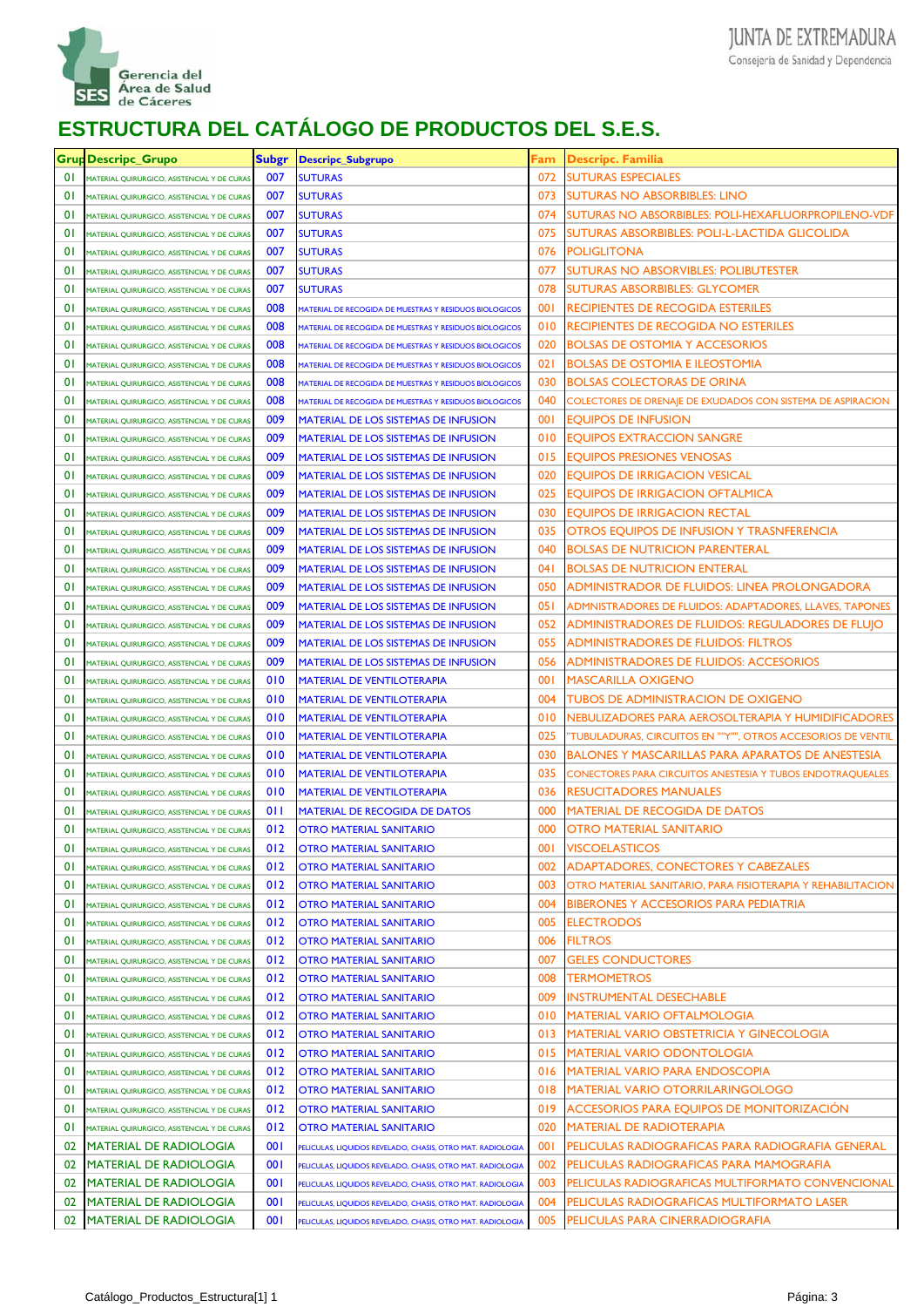# ESTRUCTURA DEL CATÁLOGO DE PRODUCTOS DEL S.E.S.

| Grup | Descripc_Grupo | Subgr | Descripc_Subgrupo | Fam | Descripc. Familia |
|---|---|---|---|---|---|
| 01 | MATERIAL QUIRURGICO, ASISTENCIAL Y DE CURAS | 007 | SUTURAS | 072 | SUTURAS ESPECIALES |
| 01 | MATERIAL QUIRURGICO, ASISTENCIAL Y DE CURAS | 007 | SUTURAS | 073 | SUTURAS NO ABSORBIBLES: LINO |
| 01 | MATERIAL QUIRURGICO, ASISTENCIAL Y DE CURAS | 007 | SUTURAS | 074 | SUTURAS NO ABSORBIBLES: POLI-HEXAFLUORPROPILENO-VDF |
| 01 | MATERIAL QUIRURGICO, ASISTENCIAL Y DE CURAS | 007 | SUTURAS | 075 | SUTURAS ABSORBIBLES: POLI-L-LACTIDA GLICOLIDA |
| 01 | MATERIAL QUIRURGICO, ASISTENCIAL Y DE CURAS | 007 | SUTURAS | 076 | POLIGLITONA |
| 01 | MATERIAL QUIRURGICO, ASISTENCIAL Y DE CURAS | 007 | SUTURAS | 077 | SUTURAS NO ABSORVIBLES: POLIBUTESTER |
| 01 | MATERIAL QUIRURGICO, ASISTENCIAL Y DE CURAS | 007 | SUTURAS | 078 | SUTURAS ABSORBIBLES: GLYCOMER |
| 01 | MATERIAL QUIRURGICO, ASISTENCIAL Y DE CURAS | 008 | MATERIAL DE RECOGIDA DE MUESTRAS Y RESIDUOS BIOLOGICOS | 001 | RECIPIENTES DE RECOGIDA ESTERILES |
| 01 | MATERIAL QUIRURGICO, ASISTENCIAL Y DE CURAS | 008 | MATERIAL DE RECOGIDA DE MUESTRAS Y RESIDUOS BIOLOGICOS | 010 | RECIPIENTES DE RECOGIDA NO ESTERILES |
| 01 | MATERIAL QUIRURGICO, ASISTENCIAL Y DE CURAS | 008 | MATERIAL DE RECOGIDA DE MUESTRAS Y RESIDUOS BIOLOGICOS | 020 | BOLSAS DE OSTOMIA Y ACCESORIOS |
| 01 | MATERIAL QUIRURGICO, ASISTENCIAL Y DE CURAS | 008 | MATERIAL DE RECOGIDA DE MUESTRAS Y RESIDUOS BIOLOGICOS | 021 | BOLSAS DE OSTOMIA E ILEOSTOMIA |
| 01 | MATERIAL QUIRURGICO, ASISTENCIAL Y DE CURAS | 008 | MATERIAL DE RECOGIDA DE MUESTRAS Y RESIDUOS BIOLOGICOS | 030 | BOLSAS COLECTORAS DE ORINA |
| 01 | MATERIAL QUIRURGICO, ASISTENCIAL Y DE CURAS | 008 | MATERIAL DE RECOGIDA DE MUESTRAS Y RESIDUOS BIOLOGICOS | 040 | COLECTORES DE DRENAJE DE EXUDADOS CON SISTEMA DE ASPIRACION |
| 01 | MATERIAL QUIRURGICO, ASISTENCIAL Y DE CURAS | 009 | MATERIAL DE LOS SISTEMAS DE INFUSION | 001 | EQUIPOS DE INFUSION |
| 01 | MATERIAL QUIRURGICO, ASISTENCIAL Y DE CURAS | 009 | MATERIAL DE LOS SISTEMAS DE INFUSION | 010 | EQUIPOS EXTRACCION SANGRE |
| 01 | MATERIAL QUIRURGICO, ASISTENCIAL Y DE CURAS | 009 | MATERIAL DE LOS SISTEMAS DE INFUSION | 015 | EQUIPOS PRESIONES VENOSAS |
| 01 | MATERIAL QUIRURGICO, ASISTENCIAL Y DE CURAS | 009 | MATERIAL DE LOS SISTEMAS DE INFUSION | 020 | EQUIPOS DE IRRIGACION VESICAL |
| 01 | MATERIAL QUIRURGICO, ASISTENCIAL Y DE CURAS | 009 | MATERIAL DE LOS SISTEMAS DE INFUSION | 025 | EQUIPOS DE IRRIGACION OFTALMICA |
| 01 | MATERIAL QUIRURGICO, ASISTENCIAL Y DE CURAS | 009 | MATERIAL DE LOS SISTEMAS DE INFUSION | 030 | EQUIPOS DE IRRIGACION RECTAL |
| 01 | MATERIAL QUIRURGICO, ASISTENCIAL Y DE CURAS | 009 | MATERIAL DE LOS SISTEMAS DE INFUSION | 035 | OTROS EQUIPOS DE INFUSION Y TRASNFERENCIA |
| 01 | MATERIAL QUIRURGICO, ASISTENCIAL Y DE CURAS | 009 | MATERIAL DE LOS SISTEMAS DE INFUSION | 040 | BOLSAS DE NUTRICION PARENTERAL |
| 01 | MATERIAL QUIRURGICO, ASISTENCIAL Y DE CURAS | 009 | MATERIAL DE LOS SISTEMAS DE INFUSION | 041 | BOLSAS DE NUTRICION ENTERAL |
| 01 | MATERIAL QUIRURGICO, ASISTENCIAL Y DE CURAS | 009 | MATERIAL DE LOS SISTEMAS DE INFUSION | 050 | ADMINISTRADOR DE FLUIDOS: LINEA PROLONGADORA |
| 01 | MATERIAL QUIRURGICO, ASISTENCIAL Y DE CURAS | 009 | MATERIAL DE LOS SISTEMAS DE INFUSION | 051 | ADMNISTRADORES DE FLUIDOS: ADAPTADORES, LLAVES, TAPONES |
| 01 | MATERIAL QUIRURGICO, ASISTENCIAL Y DE CURAS | 009 | MATERIAL DE LOS SISTEMAS DE INFUSION | 052 | ADMINISTRADORES DE FLUIDOS: REGULADORES DE FLUJO |
| 01 | MATERIAL QUIRURGICO, ASISTENCIAL Y DE CURAS | 009 | MATERIAL DE LOS SISTEMAS DE INFUSION | 055 | ADMINISTRADORES DE FLUIDOS: FILTROS |
| 01 | MATERIAL QUIRURGICO, ASISTENCIAL Y DE CURAS | 009 | MATERIAL DE LOS SISTEMAS DE INFUSION | 056 | ADMINISTRADORES DE FLUIDOS: ACCESORIOS |
| 01 | MATERIAL QUIRURGICO, ASISTENCIAL Y DE CURAS | 010 | MATERIAL DE VENTILOTERAPIA | 001 | MASCARILLA OXIGENO |
| 01 | MATERIAL QUIRURGICO, ASISTENCIAL Y DE CURAS | 010 | MATERIAL DE VENTILOTERAPIA | 004 | TUBOS DE ADMINISTRACION DE OXIGENO |
| 01 | MATERIAL QUIRURGICO, ASISTENCIAL Y DE CURAS | 010 | MATERIAL DE VENTILOTERAPIA | 010 | NEBULIZADORES PARA AEROSOLTERAPIA Y HUMIDIFICADORES |
| 01 | MATERIAL QUIRURGICO, ASISTENCIAL Y DE CURAS | 010 | MATERIAL DE VENTILOTERAPIA | 025 | "TUBULADURAS, CIRCUITOS EN ""Y"", OTROS ACCESORIOS DE VENTIL |
| 01 | MATERIAL QUIRURGICO, ASISTENCIAL Y DE CURAS | 010 | MATERIAL DE VENTILOTERAPIA | 030 | BALONES Y MASCARILLAS PARA APARATOS DE ANESTESIA |
| 01 | MATERIAL QUIRURGICO, ASISTENCIAL Y DE CURAS | 010 | MATERIAL DE VENTILOTERAPIA | 035 | CONECTORES PARA CIRCUITOS ANESTESIA Y TUBOS ENDOTRAQUEALES |
| 01 | MATERIAL QUIRURGICO, ASISTENCIAL Y DE CURAS | 010 | MATERIAL DE VENTILOTERAPIA | 036 | RESUCITADORES MANUALES |
| 01 | MATERIAL QUIRURGICO, ASISTENCIAL Y DE CURAS | 011 | MATERIAL DE RECOGIDA DE DATOS | 000 | MATERIAL DE RECOGIDA DE DATOS |
| 01 | MATERIAL QUIRURGICO, ASISTENCIAL Y DE CURAS | 012 | OTRO MATERIAL SANITARIO | 000 | OTRO MATERIAL SANITARIO |
| 01 | MATERIAL QUIRURGICO, ASISTENCIAL Y DE CURAS | 012 | OTRO MATERIAL SANITARIO | 001 | VISCOELASTICOS |
| 01 | MATERIAL QUIRURGICO, ASISTENCIAL Y DE CURAS | 012 | OTRO MATERIAL SANITARIO | 002 | ADAPTADORES, CONECTORES Y CABEZALES |
| 01 | MATERIAL QUIRURGICO, ASISTENCIAL Y DE CURAS | 012 | OTRO MATERIAL SANITARIO | 003 | OTRO MATERIAL SANITARIO, PARA FISIOTERAPIA Y REHABILITACION |
| 01 | MATERIAL QUIRURGICO, ASISTENCIAL Y DE CURAS | 012 | OTRO MATERIAL SANITARIO | 004 | BIBERONES Y ACCESORIOS PARA PEDIATRIA |
| 01 | MATERIAL QUIRURGICO, ASISTENCIAL Y DE CURAS | 012 | OTRO MATERIAL SANITARIO | 005 | ELECTRODOS |
| 01 | MATERIAL QUIRURGICO, ASISTENCIAL Y DE CURAS | 012 | OTRO MATERIAL SANITARIO | 006 | FILTROS |
| 01 | MATERIAL QUIRURGICO, ASISTENCIAL Y DE CURAS | 012 | OTRO MATERIAL SANITARIO | 007 | GELES CONDUCTORES |
| 01 | MATERIAL QUIRURGICO, ASISTENCIAL Y DE CURAS | 012 | OTRO MATERIAL SANITARIO | 008 | TERMOMETROS |
| 01 | MATERIAL QUIRURGICO, ASISTENCIAL Y DE CURAS | 012 | OTRO MATERIAL SANITARIO | 009 | INSTRUMENTAL DESECHABLE |
| 01 | MATERIAL QUIRURGICO, ASISTENCIAL Y DE CURAS | 012 | OTRO MATERIAL SANITARIO | 010 | MATERIAL VARIO OFTALMOLOGIA |
| 01 | MATERIAL QUIRURGICO, ASISTENCIAL Y DE CURAS | 012 | OTRO MATERIAL SANITARIO | 013 | MATERIAL VARIO OBSTETRICIA Y GINECOLOGIA |
| 01 | MATERIAL QUIRURGICO, ASISTENCIAL Y DE CURAS | 012 | OTRO MATERIAL SANITARIO | 015 | MATERIAL VARIO ODONTOLOGIA |
| 01 | MATERIAL QUIRURGICO, ASISTENCIAL Y DE CURAS | 012 | OTRO MATERIAL SANITARIO | 016 | MATERIAL VARIO PARA ENDOSCOPIA |
| 01 | MATERIAL QUIRURGICO, ASISTENCIAL Y DE CURAS | 012 | OTRO MATERIAL SANITARIO | 018 | MATERIAL VARIO OTORRILARINGOLOGO |
| 01 | MATERIAL QUIRURGICO, ASISTENCIAL Y DE CURAS | 012 | OTRO MATERIAL SANITARIO | 019 | ACCESORIOS PARA EQUIPOS DE MONITORIZACIÓN |
| 01 | MATERIAL QUIRURGICO, ASISTENCIAL Y DE CURAS | 012 | OTRO MATERIAL SANITARIO | 020 | MATERIAL DE RADIOTERAPIA |
| 02 | MATERIAL DE RADIOLOGIA | 001 | PELICULAS, LIQUIDOS REVELADO, CHASIS, OTRO MAT. RADIOLOGIA | 001 | PELICULAS RADIOGRAFICAS PARA RADIOGRAFIA GENERAL |
| 02 | MATERIAL DE RADIOLOGIA | 001 | PELICULAS, LIQUIDOS REVELADO, CHASIS, OTRO MAT. RADIOLOGIA | 002 | PELICULAS RADIOGRAFICAS PARA MAMOGRAFIA |
| 02 | MATERIAL DE RADIOLOGIA | 001 | PELICULAS, LIQUIDOS REVELADO, CHASIS, OTRO MAT. RADIOLOGIA | 003 | PELICULAS RADIOGRAFICAS MULTIFORMATO CONVENCIONAL |
| 02 | MATERIAL DE RADIOLOGIA | 001 | PELICULAS, LIQUIDOS REVELADO, CHASIS, OTRO MAT. RADIOLOGIA | 004 | PELICULAS RADIOGRAFICAS MULTIFORMATO LASER |
| 02 | MATERIAL DE RADIOLOGIA | 001 | PELICULAS, LIQUIDOS REVELADO, CHASIS, OTRO MAT. RADIOLOGIA | 005 | PELICULAS PARA CINERRADIOGRAFIA |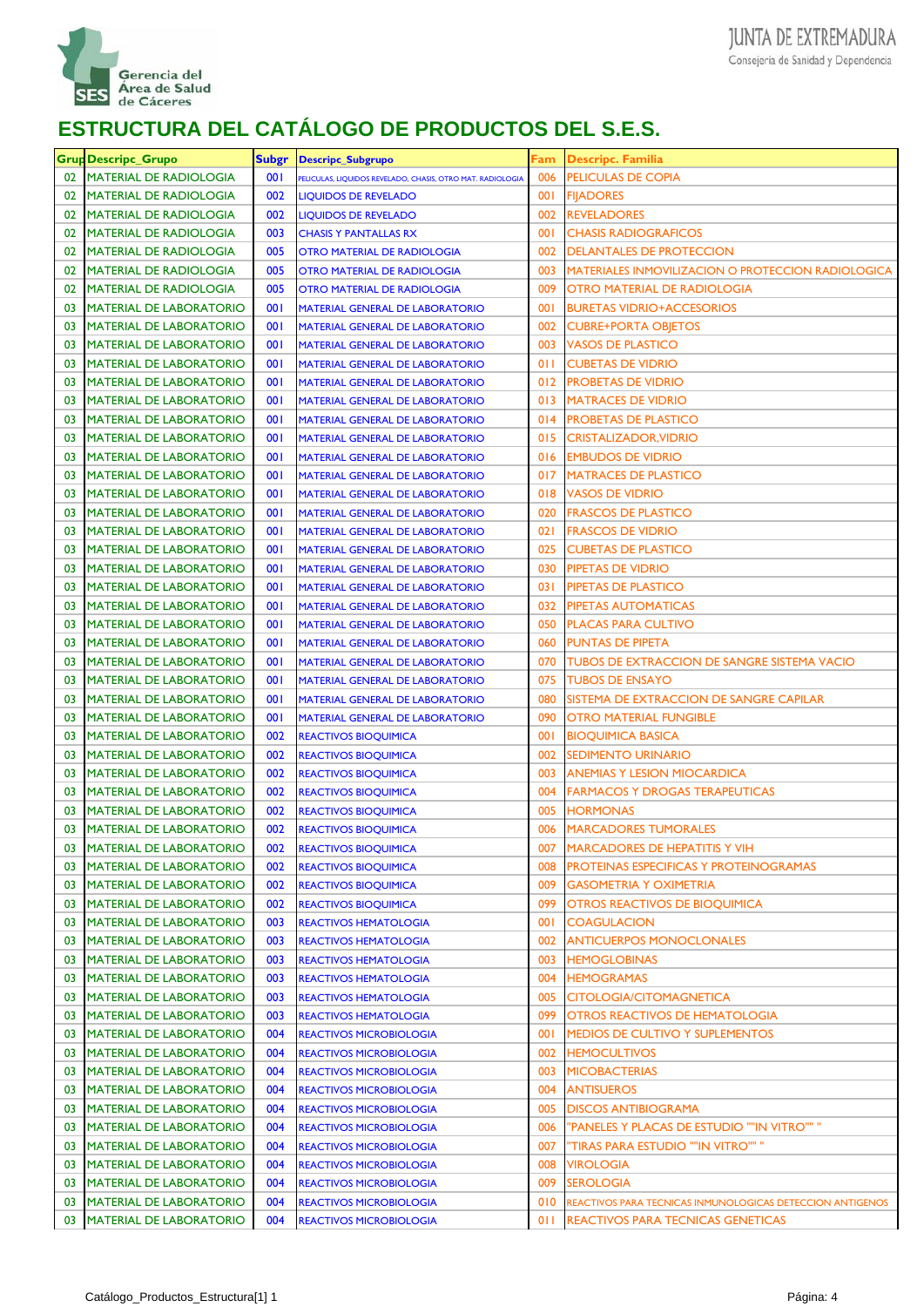# ESTRUCTURA DEL CATÁLOGO DE PRODUCTOS DEL S.E.S.

| Grup | Descripc_Grupo | Subgr | Descripc_Subgrupo | Fam | Descripc. Familia |
|---|---|---|---|---|---|
| 02 | MATERIAL DE RADIOLOGIA | 001 | PELICULAS, LIQUIDOS REVELADO, CHASIS, OTRO MAT. RADIOLOGIA | 006 | PELICULAS DE COPIA |
| 02 | MATERIAL DE RADIOLOGIA | 002 | LIQUIDOS DE REVELADO | 001 | FIJADORES |
| 02 | MATERIAL DE RADIOLOGIA | 002 | LIQUIDOS DE REVELADO | 002 | REVELADORES |
| 02 | MATERIAL DE RADIOLOGIA | 003 | CHASIS Y PANTALLAS RX | 001 | CHASIS RADIOGRAFICOS |
| 02 | MATERIAL DE RADIOLOGIA | 005 | OTRO MATERIAL DE RADIOLOGIA | 002 | DELANTALES DE PROTECCION |
| 02 | MATERIAL DE RADIOLOGIA | 005 | OTRO MATERIAL DE RADIOLOGIA | 003 | MATERIALES INMOVILIZACION O PROTECCION RADIOLOGICA |
| 02 | MATERIAL DE RADIOLOGIA | 005 | OTRO MATERIAL DE RADIOLOGIA | 009 | OTRO MATERIAL DE RADIOLOGIA |
| 03 | MATERIAL DE LABORATORIO | 001 | MATERIAL GENERAL DE LABORATORIO | 001 | BURETAS VIDRIO+ACCESORIOS |
| 03 | MATERIAL DE LABORATORIO | 001 | MATERIAL GENERAL DE LABORATORIO | 002 | CUBRE+PORTA OBJETOS |
| 03 | MATERIAL DE LABORATORIO | 001 | MATERIAL GENERAL DE LABORATORIO | 003 | VASOS DE PLASTICO |
| 03 | MATERIAL DE LABORATORIO | 001 | MATERIAL GENERAL DE LABORATORIO | 011 | CUBETAS DE VIDRIO |
| 03 | MATERIAL DE LABORATORIO | 001 | MATERIAL GENERAL DE LABORATORIO | 012 | PROBETAS DE VIDRIO |
| 03 | MATERIAL DE LABORATORIO | 001 | MATERIAL GENERAL DE LABORATORIO | 013 | MATRACES DE VIDRIO |
| 03 | MATERIAL DE LABORATORIO | 001 | MATERIAL GENERAL DE LABORATORIO | 014 | PROBETAS DE PLASTICO |
| 03 | MATERIAL DE LABORATORIO | 001 | MATERIAL GENERAL DE LABORATORIO | 015 | CRISTALIZADOR,VIDRIO |
| 03 | MATERIAL DE LABORATORIO | 001 | MATERIAL GENERAL DE LABORATORIO | 016 | EMBUDOS DE VIDRIO |
| 03 | MATERIAL DE LABORATORIO | 001 | MATERIAL GENERAL DE LABORATORIO | 017 | MATRACES DE PLASTICO |
| 03 | MATERIAL DE LABORATORIO | 001 | MATERIAL GENERAL DE LABORATORIO | 018 | VASOS DE VIDRIO |
| 03 | MATERIAL DE LABORATORIO | 001 | MATERIAL GENERAL DE LABORATORIO | 020 | FRASCOS DE PLASTICO |
| 03 | MATERIAL DE LABORATORIO | 001 | MATERIAL GENERAL DE LABORATORIO | 021 | FRASCOS DE VIDRIO |
| 03 | MATERIAL DE LABORATORIO | 001 | MATERIAL GENERAL DE LABORATORIO | 025 | CUBETAS DE PLASTICO |
| 03 | MATERIAL DE LABORATORIO | 001 | MATERIAL GENERAL DE LABORATORIO | 030 | PIPETAS DE VIDRIO |
| 03 | MATERIAL DE LABORATORIO | 001 | MATERIAL GENERAL DE LABORATORIO | 031 | PIPETAS DE PLASTICO |
| 03 | MATERIAL DE LABORATORIO | 001 | MATERIAL GENERAL DE LABORATORIO | 032 | PIPETAS AUTOMATICAS |
| 03 | MATERIAL DE LABORATORIO | 001 | MATERIAL GENERAL DE LABORATORIO | 050 | PLACAS PARA CULTIVO |
| 03 | MATERIAL DE LABORATORIO | 001 | MATERIAL GENERAL DE LABORATORIO | 060 | PUNTAS DE PIPETA |
| 03 | MATERIAL DE LABORATORIO | 001 | MATERIAL GENERAL DE LABORATORIO | 070 | TUBOS DE EXTRACCION DE SANGRE SISTEMA VACIO |
| 03 | MATERIAL DE LABORATORIO | 001 | MATERIAL GENERAL DE LABORATORIO | 075 | TUBOS DE ENSAYO |
| 03 | MATERIAL DE LABORATORIO | 001 | MATERIAL GENERAL DE LABORATORIO | 080 | SISTEMA DE EXTRACCION DE SANGRE CAPILAR |
| 03 | MATERIAL DE LABORATORIO | 001 | MATERIAL GENERAL DE LABORATORIO | 090 | OTRO MATERIAL FUNGIBLE |
| 03 | MATERIAL DE LABORATORIO | 002 | REACTIVOS BIOQUIMICA | 001 | BIOQUIMICA BASICA |
| 03 | MATERIAL DE LABORATORIO | 002 | REACTIVOS BIOQUIMICA | 002 | SEDIMENTO URINARIO |
| 03 | MATERIAL DE LABORATORIO | 002 | REACTIVOS BIOQUIMICA | 003 | ANEMIAS Y LESION MIOCARDICA |
| 03 | MATERIAL DE LABORATORIO | 002 | REACTIVOS BIOQUIMICA | 004 | FARMACOS Y DROGAS TERAPEUTICAS |
| 03 | MATERIAL DE LABORATORIO | 002 | REACTIVOS BIOQUIMICA | 005 | HORMONAS |
| 03 | MATERIAL DE LABORATORIO | 002 | REACTIVOS BIOQUIMICA | 006 | MARCADORES TUMORALES |
| 03 | MATERIAL DE LABORATORIO | 002 | REACTIVOS BIOQUIMICA | 007 | MARCADORES DE HEPATITIS Y VIH |
| 03 | MATERIAL DE LABORATORIO | 002 | REACTIVOS BIOQUIMICA | 008 | PROTEINAS ESPECIFICAS Y PROTEINOGRAMAS |
| 03 | MATERIAL DE LABORATORIO | 002 | REACTIVOS BIOQUIMICA | 009 | GASOMETRIA Y OXIMETRIA |
| 03 | MATERIAL DE LABORATORIO | 002 | REACTIVOS BIOQUIMICA | 099 | OTROS REACTIVOS DE BIOQUIMICA |
| 03 | MATERIAL DE LABORATORIO | 003 | REACTIVOS HEMATOLOGIA | 001 | COAGULACION |
| 03 | MATERIAL DE LABORATORIO | 003 | REACTIVOS HEMATOLOGIA | 002 | ANTICUERPOS MONOCLONALES |
| 03 | MATERIAL DE LABORATORIO | 003 | REACTIVOS HEMATOLOGIA | 003 | HEMOGLOBINAS |
| 03 | MATERIAL DE LABORATORIO | 003 | REACTIVOS HEMATOLOGIA | 004 | HEMOGRAMAS |
| 03 | MATERIAL DE LABORATORIO | 003 | REACTIVOS HEMATOLOGIA | 005 | CITOLOGIA/CITOMAGNETICA |
| 03 | MATERIAL DE LABORATORIO | 003 | REACTIVOS HEMATOLOGIA | 099 | OTROS REACTIVOS DE HEMATOLOGIA |
| 03 | MATERIAL DE LABORATORIO | 004 | REACTIVOS MICROBIOLOGIA | 001 | MEDIOS DE CULTIVO Y SUPLEMENTOS |
| 03 | MATERIAL DE LABORATORIO | 004 | REACTIVOS MICROBIOLOGIA | 002 | HEMOCULTIVOS |
| 03 | MATERIAL DE LABORATORIO | 004 | REACTIVOS MICROBIOLOGIA | 003 | MICOBACTERIAS |
| 03 | MATERIAL DE LABORATORIO | 004 | REACTIVOS MICROBIOLOGIA | 004 | ANTISUEROS |
| 03 | MATERIAL DE LABORATORIO | 004 | REACTIVOS MICROBIOLOGIA | 005 | DISCOS ANTIBIOGRAMA |
| 03 | MATERIAL DE LABORATORIO | 004 | REACTIVOS MICROBIOLOGIA | 006 | "PANELES Y PLACAS DE ESTUDIO ""IN VITRO"" " |
| 03 | MATERIAL DE LABORATORIO | 004 | REACTIVOS MICROBIOLOGIA | 007 | "TIRAS PARA ESTUDIO ""IN VITRO"" " |
| 03 | MATERIAL DE LABORATORIO | 004 | REACTIVOS MICROBIOLOGIA | 008 | VIROLOGIA |
| 03 | MATERIAL DE LABORATORIO | 004 | REACTIVOS MICROBIOLOGIA | 009 | SEROLOGIA |
| 03 | MATERIAL DE LABORATORIO | 004 | REACTIVOS MICROBIOLOGIA | 010 | REACTIVOS PARA TECNICAS INMUNOLOGICAS DETECCION ANTIGENOS |
| 03 | MATERIAL DE LABORATORIO | 004 | REACTIVOS MICROBIOLOGIA | 011 | REACTIVOS PARA TECNICAS GENETICAS |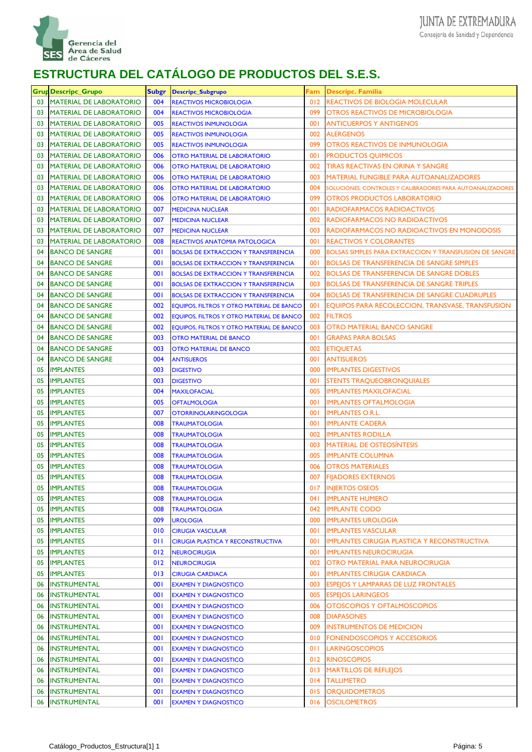Gerencia del Área de Salud de Cáceres

JUNTA DE EXTREMADURA
Consejería de Sanidad y Dependencia

## ESTRUCTURA DEL CATÁLOGO DE PRODUCTOS DEL S.E.S.

| Grup | Descripc_Grupo | Subgr | Descripc_Subgrupo | Fam | Descripc. Familia |
|---|---|---|---|---|---|
| 03 | MATERIAL DE LABORATORIO | 004 | REACTIVOS MICROBIOLOGIA | 012 | REACTIVOS DE BIOLOGIA MOLECULAR |
| 03 | MATERIAL DE LABORATORIO | 004 | REACTIVOS MICROBIOLOGIA | 099 | OTROS REACTIVOS DE MICROBIOLOGIA |
| 03 | MATERIAL DE LABORATORIO | 005 | REACTIVOS INMUNOLOGIA | 001 | ANTICUERPOS Y ANTIGENOS |
| 03 | MATERIAL DE LABORATORIO | 005 | REACTIVOS INMUNOLOGIA | 002 | ALERGENOS |
| 03 | MATERIAL DE LABORATORIO | 005 | REACTIVOS INMUNOLOGIA | 099 | OTROS REACTIVOS DE INMUNOLOGIA |
| 03 | MATERIAL DE LABORATORIO | 006 | OTRO MATERIAL DE LABORATORIO | 001 | PRODUCTOS QUIMICOS |
| 03 | MATERIAL DE LABORATORIO | 006 | OTRO MATERIAL DE LABORATORIO | 002 | TIRAS REACTIVAS EN ORINA Y SANGRE |
| 03 | MATERIAL DE LABORATORIO | 006 | OTRO MATERIAL DE LABORATORIO | 003 | MATERIAL FUNGIBLE PARA AUTOANALIZADORES |
| 03 | MATERIAL DE LABORATORIO | 006 | OTRO MATERIAL DE LABORATORIO | 004 | SOLUCIONES, CONTROLES Y CALIBRADORES PARA AUTOANALIZADORES |
| 03 | MATERIAL DE LABORATORIO | 006 | OTRO MATERIAL DE LABORATORIO | 099 | OTROS PRODUCTOS LABORATORIO |
| 03 | MATERIAL DE LABORATORIO | 007 | MEDICINA NUCLEAR | 001 | RADIOFARMACOS RADIOACTIVOS |
| 03 | MATERIAL DE LABORATORIO | 007 | MEDICINA NUCLEAR | 002 | RADIOFARMACOS NO RADIOACTIVOS |
| 03 | MATERIAL DE LABORATORIO | 007 | MEDICINA NUCLEAR | 003 | RADIOFARMACOS NO RADIOACTIVOS EN MONODOSIS |
| 03 | MATERIAL DE LABORATORIO | 008 | REACTIVOS ANATOMIA PATOLOGICA | 001 | REACTIVOS Y COLORANTES |
| 04 | BANCO DE SANGRE | 001 | BOLSAS DE EXTRACCION Y TRANSFERENCIA | 000 | BOLSAS SIMPLES PARA EXTRACCION Y TRANSFUSION DE SANGRE |
| 04 | BANCO DE SANGRE | 001 | BOLSAS DE EXTRACCION Y TRANSFERENCIA | 001 | BOLSAS DE TRANSFERENCIA DE SANGRE SIMPLES |
| 04 | BANCO DE SANGRE | 001 | BOLSAS DE EXTRACCION Y TRANSFERENCIA | 002 | BOLSAS DE TRANSFERENCIA DE SANGRE DOBLES |
| 04 | BANCO DE SANGRE | 001 | BOLSAS DE EXTRACCION Y TRANSFERENCIA | 003 | BOLSAS DE TRANSFERENCIA DE SANGRE TRIPLES |
| 04 | BANCO DE SANGRE | 001 | BOLSAS DE EXTRACCION Y TRANSFERENCIA | 004 | BOLSAS DE TRANSFERENCIA DE SANGRE CUADRUPLES |
| 04 | BANCO DE SANGRE | 002 | EQUIPOS, FILTROS Y OTRO MATERIAL DE BANCO | 001 | EQUIPOS PARA RECOLECCION, TRANSVASE, TRANSFUSION |
| 04 | BANCO DE SANGRE | 002 | EQUIPOS, FILTROS Y OTRO MATERIAL DE BANCO | 002 | FILTROS |
| 04 | BANCO DE SANGRE | 002 | EQUIPOS, FILTROS Y OTRO MATERIAL DE BANCO | 003 | OTRO MATERIAL BANCO SANGRE |
| 04 | BANCO DE SANGRE | 003 | OTRO MATERIAL DE BANCO | 001 | GRAPAS PARA BOLSAS |
| 04 | BANCO DE SANGRE | 003 | OTRO MATERIAL DE BANCO | 002 | ETIQUETAS |
| 04 | BANCO DE SANGRE | 004 | ANTISUEROS | 001 | ANTISUEROS |
| 05 | IMPLANTES | 003 | DIGESTIVO | 000 | IMPLANTES DIGESTIVOS |
| 05 | IMPLANTES | 003 | DIGESTIVO | 001 | STENTS TRAQUEOBRONQUIALES |
| 05 | IMPLANTES | 004 | MAXILOFACIAL | 005 | IMPLANTES MAXILOFACIAL |
| 05 | IMPLANTES | 005 | OFTALMOLOGIA | 001 | IMPLANTES OFTALMOLOGIA |
| 05 | IMPLANTES | 007 | OTORRINOLARINGOLOGIA | 001 | IMPLANTES O.R.L. |
| 05 | IMPLANTES | 008 | TRAUMATOLOGIA | 001 | IMPLANTE CADERA |
| 05 | IMPLANTES | 008 | TRAUMATOLOGIA | 002 | IMPLANTES RODILLA |
| 05 | IMPLANTES | 008 | TRAUMATOLOGIA | 003 | MATERIAL DE OSTEOSÍNTESIS |
| 05 | IMPLANTES | 008 | TRAUMATOLOGIA | 005 | IMPLANTE COLUMNA |
| 05 | IMPLANTES | 008 | TRAUMATOLOGIA | 006 | OTROS MATERIALES |
| 05 | IMPLANTES | 008 | TRAUMATOLOGIA | 007 | FIJADORES EXTERNOS |
| 05 | IMPLANTES | 008 | TRAUMATOLOGIA | 017 | INJERTOS OSEOS |
| 05 | IMPLANTES | 008 | TRAUMATOLOGIA | 041 | IMPLANTE HUMERO |
| 05 | IMPLANTES | 008 | TRAUMATOLOGIA | 042 | IMPLANTE CODO |
| 05 | IMPLANTES | 009 | UROLOGIA | 000 | IMPLANTES UROLOGIA |
| 05 | IMPLANTES | 010 | CIRUGIA VASCULAR | 001 | IMPLANTES VASCULAR |
| 05 | IMPLANTES | 011 | CIRUGIA PLASTICA Y RECONSTRUCTIVA | 001 | IMPLANTES CIRUGIA PLASTICA Y RECONSTRUCTIVA |
| 05 | IMPLANTES | 012 | NEUROCIRUGIA | 001 | IMPLANTES NEUROCIRUGIA |
| 05 | IMPLANTES | 012 | NEUROCIRUGIA | 002 | OTRO MATERIAL PARA NEUROCIRUGIA |
| 05 | IMPLANTES | 013 | CIRUGIA CARDIACA | 001 | IMPLANTES CIRUGIA CARDIACA |
| 06 | INSTRUMENTAL | 001 | EXAMEN Y DIAGNOSTICO | 003 | ESPEJOS Y LAMPARAS DE LUZ FRONTALES |
| 06 | INSTRUMENTAL | 001 | EXAMEN Y DIAGNOSTICO | 005 | ESPEJOS LARINGEOS |
| 06 | INSTRUMENTAL | 001 | EXAMEN Y DIAGNOSTICO | 006 | OTOSCOPIOS Y OFTALMOSCOPIOS |
| 06 | INSTRUMENTAL | 001 | EXAMEN Y DIAGNOSTICO | 008 | DIAPASONES |
| 06 | INSTRUMENTAL | 001 | EXAMEN Y DIAGNOSTICO | 009 | INSTRUMENTOS DE MEDICION |
| 06 | INSTRUMENTAL | 001 | EXAMEN Y DIAGNOSTICO | 010 | FONENDOSCOPIOS Y ACCESORIOS |
| 06 | INSTRUMENTAL | 001 | EXAMEN Y DIAGNOSTICO | 011 | LARINGOSCOPIOS |
| 06 | INSTRUMENTAL | 001 | EXAMEN Y DIAGNOSTICO | 012 | RINOSCOPIOS |
| 06 | INSTRUMENTAL | 001 | EXAMEN Y DIAGNOSTICO | 013 | MARTILLOS DE REFLEJOS |
| 06 | INSTRUMENTAL | 001 | EXAMEN Y DIAGNOSTICO | 014 | TALLIMETRO |
| 06 | INSTRUMENTAL | 001 | EXAMEN Y DIAGNOSTICO | 015 | ORQUIDOMETROS |
| 06 | INSTRUMENTAL | 001 | EXAMEN Y DIAGNOSTICO | 016 | OSCILOMETROS |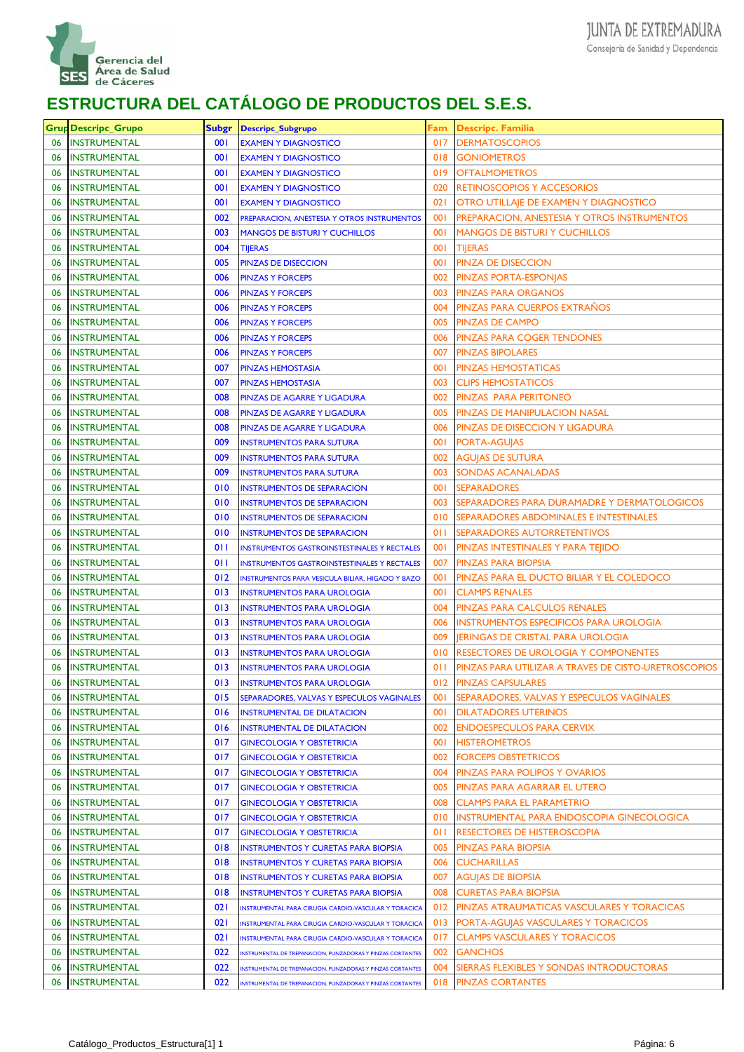## ESTRUCTURA DEL CATÁLOGO DE PRODUCTOS DEL S.E.S.

| Grup | Descripc_Grupo | Subgr | Descripc_Subgrupo | Fam | Descripc. Familia |
|---|---|---|---|---|---|
| 06 | INSTRUMENTAL | 001 | EXAMEN Y DIAGNOSTICO | 017 | DERMATOSCOPIOS |
| 06 | INSTRUMENTAL | 001 | EXAMEN Y DIAGNOSTICO | 018 | GONIOMETROS |
| 06 | INSTRUMENTAL | 001 | EXAMEN Y DIAGNOSTICO | 019 | OFTALMOMETROS |
| 06 | INSTRUMENTAL | 001 | EXAMEN Y DIAGNOSTICO | 020 | RETINOSCOPIOS Y ACCESORIOS |
| 06 | INSTRUMENTAL | 001 | EXAMEN Y DIAGNOSTICO | 021 | OTRO UTILLAJE DE EXAMEN Y DIAGNOSTICO |
| 06 | INSTRUMENTAL | 002 | PREPARACION, ANESTESIA Y OTROS INSTRUMENTOS | 001 | PREPARACION, ANESTESIA Y OTROS INSTRUMENTOS |
| 06 | INSTRUMENTAL | 003 | MANGOS DE BISTURI Y CUCHILLOS | 001 | MANGOS DE BISTURI Y CUCHILLOS |
| 06 | INSTRUMENTAL | 004 | TIJERAS | 001 | TIJERAS |
| 06 | INSTRUMENTAL | 005 | PINZAS DE DISECCION | 001 | PINZA DE DISECCION |
| 06 | INSTRUMENTAL | 006 | PINZAS Y FORCEPS | 002 | PINZAS PORTA-ESPONJAS |
| 06 | INSTRUMENTAL | 006 | PINZAS Y FORCEPS | 003 | PINZAS PARA ORGANOS |
| 06 | INSTRUMENTAL | 006 | PINZAS Y FORCEPS | 004 | PINZAS PARA CUERPOS EXTRAÑOS |
| 06 | INSTRUMENTAL | 006 | PINZAS Y FORCEPS | 005 | PINZAS DE CAMPO |
| 06 | INSTRUMENTAL | 006 | PINZAS Y FORCEPS | 006 | PINZAS PARA COGER TENDONES |
| 06 | INSTRUMENTAL | 006 | PINZAS Y FORCEPS | 007 | PINZAS BIPOLARES |
| 06 | INSTRUMENTAL | 007 | PINZAS HEMOSTASIA | 001 | PINZAS HEMOSTATICAS |
| 06 | INSTRUMENTAL | 007 | PINZAS HEMOSTASIA | 003 | CLIPS HEMOSTATICOS |
| 06 | INSTRUMENTAL | 008 | PINZAS DE AGARRE Y LIGADURA | 002 | PINZAS PARA PERITONEO |
| 06 | INSTRUMENTAL | 008 | PINZAS DE AGARRE Y LIGADURA | 005 | PINZAS DE MANIPULACION NASAL |
| 06 | INSTRUMENTAL | 008 | PINZAS DE AGARRE Y LIGADURA | 006 | PINZAS DE DISECCION Y LIGADURA |
| 06 | INSTRUMENTAL | 009 | INSTRUMENTOS PARA SUTURA | 001 | PORTA-AGUJAS |
| 06 | INSTRUMENTAL | 009 | INSTRUMENTOS PARA SUTURA | 002 | AGUJAS DE SUTURA |
| 06 | INSTRUMENTAL | 009 | INSTRUMENTOS PARA SUTURA | 003 | SONDAS ACANALADAS |
| 06 | INSTRUMENTAL | 010 | INSTRUMENTOS DE SEPARACION | 001 | SEPARADORES |
| 06 | INSTRUMENTAL | 010 | INSTRUMENTOS DE SEPARACION | 003 | SEPARADORES PARA DURAMADRE Y DERMATOLOGICOS |
| 06 | INSTRUMENTAL | 010 | INSTRUMENTOS DE SEPARACION | 010 | SEPARADORES ABDOMINALES E INTESTINALES |
| 06 | INSTRUMENTAL | 010 | INSTRUMENTOS DE SEPARACION | 011 | SEPARADORES AUTORRETENTIVOS |
| 06 | INSTRUMENTAL | 011 | INSTRUMENTOS GASTROINSTESTINALES Y RECTALES | 001 | PINZAS INTESTINALES Y PARA TEJIDO |
| 06 | INSTRUMENTAL | 011 | INSTRUMENTOS GASTROINSTESTINALES Y RECTALES | 007 | PINZAS PARA BIOPSIA |
| 06 | INSTRUMENTAL | 012 | INSTRUMENTOS PARA VESICULA BILIAR, HIGADO Y BAZO | 001 | PINZAS PARA EL DUCTO BILIAR Y EL COLEDOCO |
| 06 | INSTRUMENTAL | 013 | INSTRUMENTOS PARA UROLOGIA | 001 | CLAMPS RENALES |
| 06 | INSTRUMENTAL | 013 | INSTRUMENTOS PARA UROLOGIA | 004 | PINZAS PARA CALCULOS RENALES |
| 06 | INSTRUMENTAL | 013 | INSTRUMENTOS PARA UROLOGIA | 006 | INSTRUMENTOS ESPECIFICOS PARA UROLOGIA |
| 06 | INSTRUMENTAL | 013 | INSTRUMENTOS PARA UROLOGIA | 009 | JERINGAS DE CRISTAL PARA UROLOGIA |
| 06 | INSTRUMENTAL | 013 | INSTRUMENTOS PARA UROLOGIA | 010 | RESECTORES DE UROLOGIA Y COMPONENTES |
| 06 | INSTRUMENTAL | 013 | INSTRUMENTOS PARA UROLOGIA | 011 | PINZAS PARA UTILIZAR A TRAVES DE CISTO-URETROSCOPIOS |
| 06 | INSTRUMENTAL | 013 | INSTRUMENTOS PARA UROLOGIA | 012 | PINZAS CAPSULARES |
| 06 | INSTRUMENTAL | 015 | SEPARADORES, VALVAS Y ESPECULOS VAGINALES | 001 | SEPARADORES, VALVAS Y ESPECULOS VAGINALES |
| 06 | INSTRUMENTAL | 016 | INSTRUMENTAL DE DILATACION | 001 | DILATADORES UTERINOS |
| 06 | INSTRUMENTAL | 016 | INSTRUMENTAL DE DILATACION | 002 | ENDOESPECULOS PARA CERVIX |
| 06 | INSTRUMENTAL | 017 | GINECOLOGIA Y OBSTETRICIA | 001 | HISTEROMETROS |
| 06 | INSTRUMENTAL | 017 | GINECOLOGIA Y OBSTETRICIA | 002 | FORCEPS OBSTETRICOS |
| 06 | INSTRUMENTAL | 017 | GINECOLOGIA Y OBSTETRICIA | 004 | PINZAS PARA POLIPOS Y OVARIOS |
| 06 | INSTRUMENTAL | 017 | GINECOLOGIA Y OBSTETRICIA | 005 | PINZAS PARA AGARRAR EL UTERO |
| 06 | INSTRUMENTAL | 017 | GINECOLOGIA Y OBSTETRICIA | 008 | CLAMPS PARA EL PARAMETRIO |
| 06 | INSTRUMENTAL | 017 | GINECOLOGIA Y OBSTETRICIA | 010 | INSTRUMENTAL PARA ENDOSCOPIA GINECOLOGICA |
| 06 | INSTRUMENTAL | 017 | GINECOLOGIA Y OBSTETRICIA | 011 | RESECTORES DE HISTEROSCOPIA |
| 06 | INSTRUMENTAL | 018 | INSTRUMENTOS Y CURETAS PARA BIOPSIA | 005 | PINZAS PARA BIOPSIA |
| 06 | INSTRUMENTAL | 018 | INSTRUMENTOS Y CURETAS PARA BIOPSIA | 006 | CUCHARILLAS |
| 06 | INSTRUMENTAL | 018 | INSTRUMENTOS Y CURETAS PARA BIOPSIA | 007 | AGUJAS DE BIOPSIA |
| 06 | INSTRUMENTAL | 018 | INSTRUMENTOS Y CURETAS PARA BIOPSIA | 008 | CURETAS PARA BIOPSIA |
| 06 | INSTRUMENTAL | 021 | INSTRUMENTAL PARA CIRUGIA CARDIO-VASCULAR Y TORACICA | 012 | PINZAS ATRAUMATICAS VASCULARES Y TORACICAS |
| 06 | INSTRUMENTAL | 021 | INSTRUMENTAL PARA CIRUGIA CARDIO-VASCULAR Y TORACICA | 013 | PORTA-AGUJAS VASCULARES Y TORACICOS |
| 06 | INSTRUMENTAL | 021 | INSTRUMENTAL PARA CIRUGIA CARDIO-VASCULAR Y TORACICA | 017 | CLAMPS VASCULARES Y TORACICOS |
| 06 | INSTRUMENTAL | 022 | INSTRUMENTAL DE TREPANACION, PUNZADORAS Y PINZAS CORTANTES | 002 | GANCHOS |
| 06 | INSTRUMENTAL | 022 | INSTRUMENTAL DE TREPANACION, PUNZADORAS Y PINZAS CORTANTES | 004 | SIERRAS FLEXIBLES Y SONDAS INTRODUCTORAS |
| 06 | INSTRUMENTAL | 022 | INSTRUMENTAL DE TREPANACION, PUNZADORAS Y PINZAS CORTANTES | 018 | PINZAS CORTANTES |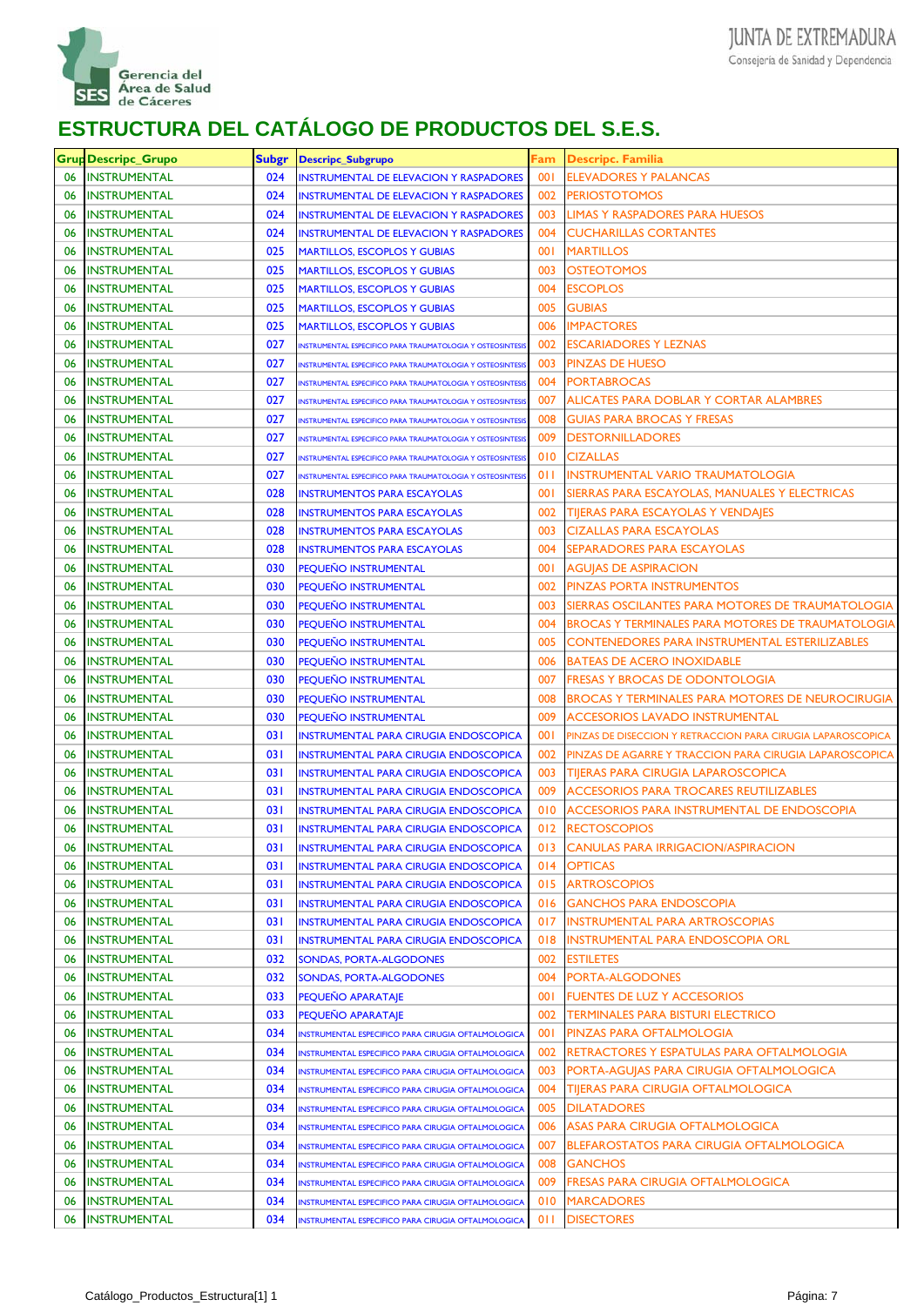# ESTRUCTURA DEL CATÁLOGO DE PRODUCTOS DEL S.E.S.

| Grup | Descripc_Grupo | Subgr | Descripc_Subgrupo | Fam | Descripc. Familia |
|---|---|---|---|---|---|
| 06 | INSTRUMENTAL | 024 | INSTRUMENTAL DE ELEVACION Y RASPADORES | 001 | ELEVADORES Y PALANCAS |
| 06 | INSTRUMENTAL | 024 | INSTRUMENTAL DE ELEVACION Y RASPADORES | 002 | PERIOSTOTOMOS |
| 06 | INSTRUMENTAL | 024 | INSTRUMENTAL DE ELEVACION Y RASPADORES | 003 | LIMAS Y RASPADORES PARA HUESOS |
| 06 | INSTRUMENTAL | 024 | INSTRUMENTAL DE ELEVACION Y RASPADORES | 004 | CUCHARILLAS CORTANTES |
| 06 | INSTRUMENTAL | 025 | MARTILLOS, ESCOPLOS Y GUBIAS | 001 | MARTILLOS |
| 06 | INSTRUMENTAL | 025 | MARTILLOS, ESCOPLOS Y GUBIAS | 003 | OSTEOTOMOS |
| 06 | INSTRUMENTAL | 025 | MARTILLOS, ESCOPLOS Y GUBIAS | 004 | ESCOPLOS |
| 06 | INSTRUMENTAL | 025 | MARTILLOS, ESCOPLOS Y GUBIAS | 005 | GUBIAS |
| 06 | INSTRUMENTAL | 025 | MARTILLOS, ESCOPLOS Y GUBIAS | 006 | IMPACTORES |
| 06 | INSTRUMENTAL | 027 | INSTRUMENTAL ESPECIFICO PARA TRAUMATOLOGIA Y OSTEOSINTESIS | 002 | ESCARIADORES Y LEZNAS |
| 06 | INSTRUMENTAL | 027 | INSTRUMENTAL ESPECIFICO PARA TRAUMATOLOGIA Y OSTEOSINTESIS | 003 | PINZAS DE HUESO |
| 06 | INSTRUMENTAL | 027 | INSTRUMENTAL ESPECIFICO PARA TRAUMATOLOGIA Y OSTEOSINTESIS | 004 | PORTABROCAS |
| 06 | INSTRUMENTAL | 027 | INSTRUMENTAL ESPECIFICO PARA TRAUMATOLOGIA Y OSTEOSINTESIS | 007 | ALICATES PARA DOBLAR Y CORTAR ALAMBRES |
| 06 | INSTRUMENTAL | 027 | INSTRUMENTAL ESPECIFICO PARA TRAUMATOLOGIA Y OSTEOSINTESIS | 008 | GUIAS PARA BROCAS Y FRESAS |
| 06 | INSTRUMENTAL | 027 | INSTRUMENTAL ESPECIFICO PARA TRAUMATOLOGIA Y OSTEOSINTESIS | 009 | DESTORNILLADORES |
| 06 | INSTRUMENTAL | 027 | INSTRUMENTAL ESPECIFICO PARA TRAUMATOLOGIA Y OSTEOSINTESIS | 010 | CIZALLAS |
| 06 | INSTRUMENTAL | 027 | INSTRUMENTAL ESPECIFICO PARA TRAUMATOLOGIA Y OSTEOSINTESIS | 011 | INSTRUMENTAL VARIO TRAUMATOLOGIA |
| 06 | INSTRUMENTAL | 028 | INSTRUMENTOS PARA ESCAYOLAS | 001 | SIERRAS PARA ESCAYOLAS, MANUALES Y ELECTRICAS |
| 06 | INSTRUMENTAL | 028 | INSTRUMENTOS PARA ESCAYOLAS | 002 | TIJERAS PARA ESCAYOLAS Y VENDAJES |
| 06 | INSTRUMENTAL | 028 | INSTRUMENTOS PARA ESCAYOLAS | 003 | CIZALLAS PARA ESCAYOLAS |
| 06 | INSTRUMENTAL | 028 | INSTRUMENTOS PARA ESCAYOLAS | 004 | SEPARADORES PARA ESCAYOLAS |
| 06 | INSTRUMENTAL | 030 | PEQUEÑO INSTRUMENTAL | 001 | AGUJAS DE ASPIRACION |
| 06 | INSTRUMENTAL | 030 | PEQUEÑO INSTRUMENTAL | 002 | PINZAS PORTA INSTRUMENTOS |
| 06 | INSTRUMENTAL | 030 | PEQUEÑO INSTRUMENTAL | 003 | SIERRAS OSCILANTES PARA MOTORES DE TRAUMATOLOGIA |
| 06 | INSTRUMENTAL | 030 | PEQUEÑO INSTRUMENTAL | 004 | BROCAS Y TERMINALES PARA MOTORES DE TRAUMATOLOGIA |
| 06 | INSTRUMENTAL | 030 | PEQUEÑO INSTRUMENTAL | 005 | CONTENEDORES PARA INSTRUMENTAL ESTERILIZABLES |
| 06 | INSTRUMENTAL | 030 | PEQUEÑO INSTRUMENTAL | 006 | BATEAS DE ACERO INOXIDABLE |
| 06 | INSTRUMENTAL | 030 | PEQUEÑO INSTRUMENTAL | 007 | FRESAS Y BROCAS DE ODONTOLOGIA |
| 06 | INSTRUMENTAL | 030 | PEQUEÑO INSTRUMENTAL | 008 | BROCAS Y TERMINALES PARA MOTORES DE NEUROCIRUGIA |
| 06 | INSTRUMENTAL | 030 | PEQUEÑO INSTRUMENTAL | 009 | ACCESORIOS LAVADO INSTRUMENTAL |
| 06 | INSTRUMENTAL | 031 | INSTRUMENTAL PARA CIRUGIA ENDOSCOPICA | 001 | PINZAS DE DISECCION Y RETRACCION PARA CIRUGIA LAPAROSCOPICA |
| 06 | INSTRUMENTAL | 031 | INSTRUMENTAL PARA CIRUGIA ENDOSCOPICA | 002 | PINZAS DE AGARRE Y TRACCION PARA CIRUGIA LAPAROSCOPICA |
| 06 | INSTRUMENTAL | 031 | INSTRUMENTAL PARA CIRUGIA ENDOSCOPICA | 003 | TIJERAS PARA CIRUGIA LAPAROSCOPICA |
| 06 | INSTRUMENTAL | 031 | INSTRUMENTAL PARA CIRUGIA ENDOSCOPICA | 009 | ACCESORIOS PARA TROCARES REUTILIZABLES |
| 06 | INSTRUMENTAL | 031 | INSTRUMENTAL PARA CIRUGIA ENDOSCOPICA | 010 | ACCESORIOS PARA INSTRUMENTAL DE ENDOSCOPIA |
| 06 | INSTRUMENTAL | 031 | INSTRUMENTAL PARA CIRUGIA ENDOSCOPICA | 012 | RECTOSCOPIOS |
| 06 | INSTRUMENTAL | 031 | INSTRUMENTAL PARA CIRUGIA ENDOSCOPICA | 013 | CANULAS PARA IRRIGACION/ASPIRACION |
| 06 | INSTRUMENTAL | 031 | INSTRUMENTAL PARA CIRUGIA ENDOSCOPICA | 014 | OPTICAS |
| 06 | INSTRUMENTAL | 031 | INSTRUMENTAL PARA CIRUGIA ENDOSCOPICA | 015 | ARTROSCOPIOS |
| 06 | INSTRUMENTAL | 031 | INSTRUMENTAL PARA CIRUGIA ENDOSCOPICA | 016 | GANCHOS PARA ENDOSCOPIA |
| 06 | INSTRUMENTAL | 031 | INSTRUMENTAL PARA CIRUGIA ENDOSCOPICA | 017 | INSTRUMENTAL PARA ARTROSCOPIAS |
| 06 | INSTRUMENTAL | 031 | INSTRUMENTAL PARA CIRUGIA ENDOSCOPICA | 018 | INSTRUMENTAL PARA ENDOSCOPIA ORL |
| 06 | INSTRUMENTAL | 032 | SONDAS, PORTA-ALGODONES | 002 | ESTILETES |
| 06 | INSTRUMENTAL | 032 | SONDAS, PORTA-ALGODONES | 004 | PORTA-ALGODONES |
| 06 | INSTRUMENTAL | 033 | PEQUEÑO APARATAJE | 001 | FUENTES DE LUZ Y ACCESORIOS |
| 06 | INSTRUMENTAL | 033 | PEQUEÑO APARATAJE | 002 | TERMINALES PARA BISTURI ELECTRICO |
| 06 | INSTRUMENTAL | 034 | INSTRUMENTAL ESPECIFICO PARA CIRUGIA OFTALMOLOGICA | 001 | PINZAS PARA OFTALMOLOGIA |
| 06 | INSTRUMENTAL | 034 | INSTRUMENTAL ESPECIFICO PARA CIRUGIA OFTALMOLOGICA | 002 | RETRACTORES Y ESPATULAS PARA OFTALMOLOGIA |
| 06 | INSTRUMENTAL | 034 | INSTRUMENTAL ESPECIFICO PARA CIRUGIA OFTALMOLOGICA | 003 | PORTA-AGUJAS PARA CIRUGIA OFTALMOLOGICA |
| 06 | INSTRUMENTAL | 034 | INSTRUMENTAL ESPECIFICO PARA CIRUGIA OFTALMOLOGICA | 004 | TIJERAS PARA CIRUGIA OFTALMOLOGICA |
| 06 | INSTRUMENTAL | 034 | INSTRUMENTAL ESPECIFICO PARA CIRUGIA OFTALMOLOGICA | 005 | DILATADORES |
| 06 | INSTRUMENTAL | 034 | INSTRUMENTAL ESPECIFICO PARA CIRUGIA OFTALMOLOGICA | 006 | ASAS PARA CIRUGIA OFTALMOLOGICA |
| 06 | INSTRUMENTAL | 034 | INSTRUMENTAL ESPECIFICO PARA CIRUGIA OFTALMOLOGICA | 007 | BLEFAROSTATOS PARA CIRUGIA OFTALMOLOGICA |
| 06 | INSTRUMENTAL | 034 | INSTRUMENTAL ESPECIFICO PARA CIRUGIA OFTALMOLOGICA | 008 | GANCHOS |
| 06 | INSTRUMENTAL | 034 | INSTRUMENTAL ESPECIFICO PARA CIRUGIA OFTALMOLOGICA | 009 | FRESAS PARA CIRUGIA OFTALMOLOGICA |
| 06 | INSTRUMENTAL | 034 | INSTRUMENTAL ESPECIFICO PARA CIRUGIA OFTALMOLOGICA | 010 | MARCADORES |
| 06 | INSTRUMENTAL | 034 | INSTRUMENTAL ESPECIFICO PARA CIRUGIA OFTALMOLOGICA | 011 | DISECTORES |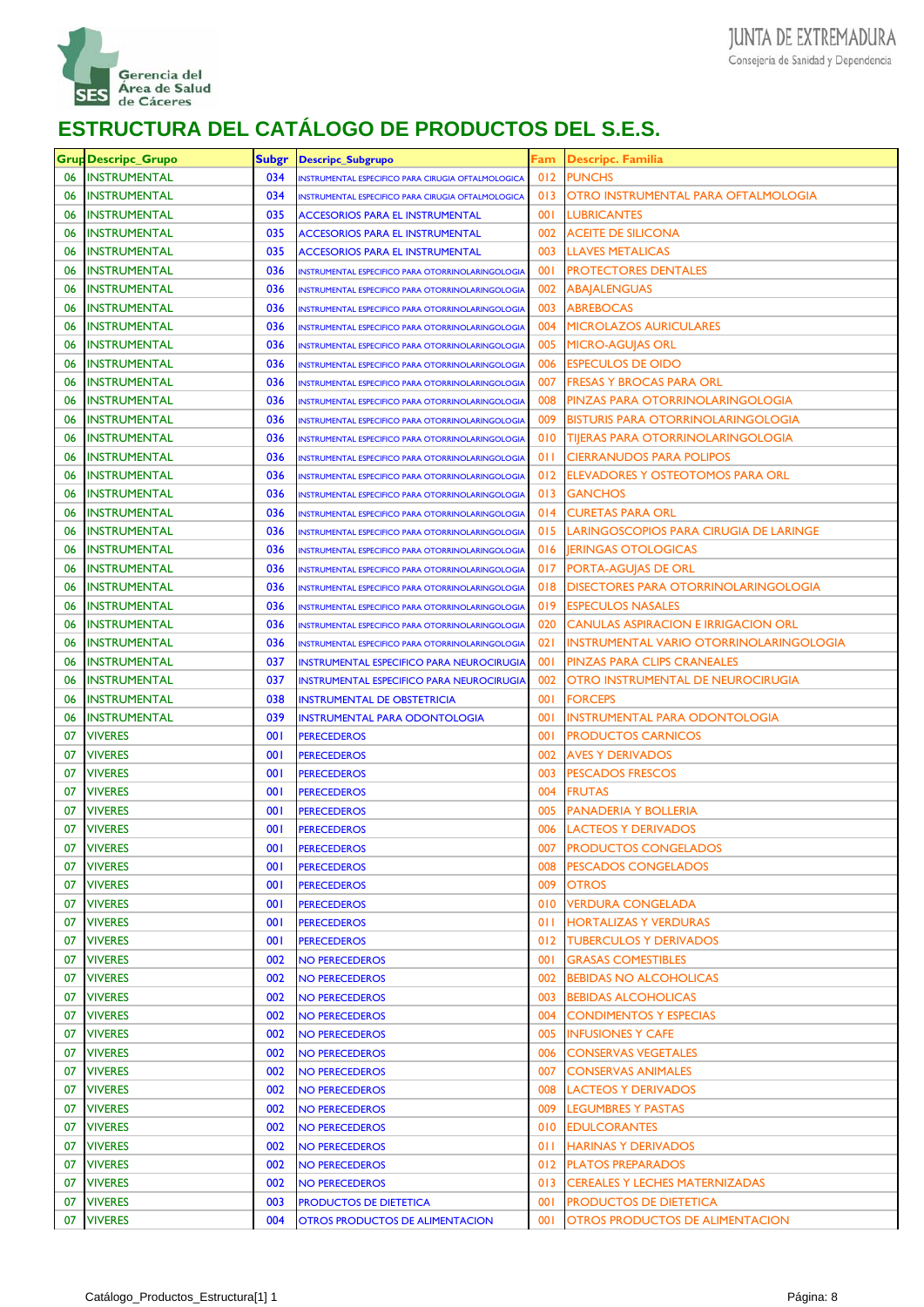Gerencia del Área de Salud de Cáceres

JUNTA DE EXTREMADURA
Consejería de Sanidad y Dependencia

# ESTRUCTURA DEL CATÁLOGO DE PRODUCTOS DEL S.E.S.

| Grup | Descripc_Grupo | Subgr | Descripc_Subgrupo | Fam | Descripc. Familia |
|---|---|---|---|---|---|
| 06 | INSTRUMENTAL | 034 | INSTRUMENTAL ESPECIFICO PARA CIRUGIA OFTALMOLOGICA | 012 | PUNCHS |
| 06 | INSTRUMENTAL | 034 | INSTRUMENTAL ESPECIFICO PARA CIRUGIA OFTALMOLOGICA | 013 | OTRO INSTRUMENTAL PARA OFTALMOLOGIA |
| 06 | INSTRUMENTAL | 035 | ACCESORIOS PARA EL INSTRUMENTAL | 001 | LUBRICANTES |
| 06 | INSTRUMENTAL | 035 | ACCESORIOS PARA EL INSTRUMENTAL | 002 | ACEITE DE SILICONA |
| 06 | INSTRUMENTAL | 035 | ACCESORIOS PARA EL INSTRUMENTAL | 003 | LLAVES METALICAS |
| 06 | INSTRUMENTAL | 036 | INSTRUMENTAL ESPECIFICO PARA OTORRINOLARINGOLOGIA | 001 | PROTECTORES DENTALES |
| 06 | INSTRUMENTAL | 036 | INSTRUMENTAL ESPECIFICO PARA OTORRINOLARINGOLOGIA | 002 | ABAJALENGUAS |
| 06 | INSTRUMENTAL | 036 | INSTRUMENTAL ESPECIFICO PARA OTORRINOLARINGOLOGIA | 003 | ABREBOCAS |
| 06 | INSTRUMENTAL | 036 | INSTRUMENTAL ESPECIFICO PARA OTORRINOLARINGOLOGIA | 004 | MICROLAZOS AURICULARES |
| 06 | INSTRUMENTAL | 036 | INSTRUMENTAL ESPECIFICO PARA OTORRINOLARINGOLOGIA | 005 | MICRO-AGUJAS ORL |
| 06 | INSTRUMENTAL | 036 | INSTRUMENTAL ESPECIFICO PARA OTORRINOLARINGOLOGIA | 006 | ESPECULOS DE OIDO |
| 06 | INSTRUMENTAL | 036 | INSTRUMENTAL ESPECIFICO PARA OTORRINOLARINGOLOGIA | 007 | FRESAS Y BROCAS PARA ORL |
| 06 | INSTRUMENTAL | 036 | INSTRUMENTAL ESPECIFICO PARA OTORRINOLARINGOLOGIA | 008 | PINZAS PARA OTORRINOLARINGOLOGIA |
| 06 | INSTRUMENTAL | 036 | INSTRUMENTAL ESPECIFICO PARA OTORRINOLARINGOLOGIA | 009 | BISTURIS PARA OTORRINOLARINGOLOGIA |
| 06 | INSTRUMENTAL | 036 | INSTRUMENTAL ESPECIFICO PARA OTORRINOLARINGOLOGIA | 010 | TIJERAS PARA OTORRINOLARINGOLOGIA |
| 06 | INSTRUMENTAL | 036 | INSTRUMENTAL ESPECIFICO PARA OTORRINOLARINGOLOGIA | 011 | CIERRANUDOS PARA POLIPOS |
| 06 | INSTRUMENTAL | 036 | INSTRUMENTAL ESPECIFICO PARA OTORRINOLARINGOLOGIA | 012 | ELEVADORES Y OSTEOTOMOS PARA ORL |
| 06 | INSTRUMENTAL | 036 | INSTRUMENTAL ESPECIFICO PARA OTORRINOLARINGOLOGIA | 013 | GANCHOS |
| 06 | INSTRUMENTAL | 036 | INSTRUMENTAL ESPECIFICO PARA OTORRINOLARINGOLOGIA | 014 | CURETAS PARA ORL |
| 06 | INSTRUMENTAL | 036 | INSTRUMENTAL ESPECIFICO PARA OTORRINOLARINGOLOGIA | 015 | LARINGOSCOPIOS PARA CIRUGIA DE LARINGE |
| 06 | INSTRUMENTAL | 036 | INSTRUMENTAL ESPECIFICO PARA OTORRINOLARINGOLOGIA | 016 | JERINGAS OTOLOGICAS |
| 06 | INSTRUMENTAL | 036 | INSTRUMENTAL ESPECIFICO PARA OTORRINOLARINGOLOGIA | 017 | PORTA-AGUJAS DE ORL |
| 06 | INSTRUMENTAL | 036 | INSTRUMENTAL ESPECIFICO PARA OTORRINOLARINGOLOGIA | 018 | DISECTORES PARA OTORRINOLARINGOLOGIA |
| 06 | INSTRUMENTAL | 036 | INSTRUMENTAL ESPECIFICO PARA OTORRINOLARINGOLOGIA | 019 | ESPECULOS NASALES |
| 06 | INSTRUMENTAL | 036 | INSTRUMENTAL ESPECIFICO PARA OTORRINOLARINGOLOGIA | 020 | CANULAS ASPIRACION E IRRIGACION ORL |
| 06 | INSTRUMENTAL | 036 | INSTRUMENTAL ESPECIFICO PARA OTORRINOLARINGOLOGIA | 021 | INSTRUMENTAL VARIO OTORRINOLARINGOLOGIA |
| 06 | INSTRUMENTAL | 037 | INSTRUMENTAL ESPECIFICO PARA NEUROCIRUGIA | 001 | PINZAS PARA CLIPS CRANEALES |
| 06 | INSTRUMENTAL | 037 | INSTRUMENTAL ESPECIFICO PARA NEUROCIRUGIA | 002 | OTRO INSTRUMENTAL DE NEUROCIRUGIA |
| 06 | INSTRUMENTAL | 038 | INSTRUMENTAL DE OBSTETRICIA | 001 | FORCEPS |
| 06 | INSTRUMENTAL | 039 | INSTRUMENTAL PARA ODONTOLOGIA | 001 | INSTRUMENTAL PARA ODONTOLOGIA |
| 07 | VIVERES | 001 | PERECEDEROS | 001 | PRODUCTOS CARNICOS |
| 07 | VIVERES | 001 | PERECEDEROS | 002 | AVES Y DERIVADOS |
| 07 | VIVERES | 001 | PERECEDEROS | 003 | PESCADOS FRESCOS |
| 07 | VIVERES | 001 | PERECEDEROS | 004 | FRUTAS |
| 07 | VIVERES | 001 | PERECEDEROS | 005 | PANADERIA Y BOLLERIA |
| 07 | VIVERES | 001 | PERECEDEROS | 006 | LACTEOS Y DERIVADOS |
| 07 | VIVERES | 001 | PERECEDEROS | 007 | PRODUCTOS CONGELADOS |
| 07 | VIVERES | 001 | PERECEDEROS | 008 | PESCADOS CONGELADOS |
| 07 | VIVERES | 001 | PERECEDEROS | 009 | OTROS |
| 07 | VIVERES | 001 | PERECEDEROS | 010 | VERDURA CONGELADA |
| 07 | VIVERES | 001 | PERECEDEROS | 011 | HORTALIZAS Y VERDURAS |
| 07 | VIVERES | 001 | PERECEDEROS | 012 | TUBERCULOS Y DERIVADOS |
| 07 | VIVERES | 002 | NO PERECEDEROS | 001 | GRASAS COMESTIBLES |
| 07 | VIVERES | 002 | NO PERECEDEROS | 002 | BEBIDAS NO ALCOHOLICAS |
| 07 | VIVERES | 002 | NO PERECEDEROS | 003 | BEBIDAS ALCOHOLICAS |
| 07 | VIVERES | 002 | NO PERECEDEROS | 004 | CONDIMENTOS Y ESPECIAS |
| 07 | VIVERES | 002 | NO PERECEDEROS | 005 | INFUSIONES Y CAFE |
| 07 | VIVERES | 002 | NO PERECEDEROS | 006 | CONSERVAS VEGETALES |
| 07 | VIVERES | 002 | NO PERECEDEROS | 007 | CONSERVAS ANIMALES |
| 07 | VIVERES | 002 | NO PERECEDEROS | 008 | LACTEOS Y DERIVADOS |
| 07 | VIVERES | 002 | NO PERECEDEROS | 009 | LEGUMBRES Y PASTAS |
| 07 | VIVERES | 002 | NO PERECEDEROS | 010 | EDULCORANTES |
| 07 | VIVERES | 002 | NO PERECEDEROS | 011 | HARINAS Y DERIVADOS |
| 07 | VIVERES | 002 | NO PERECEDEROS | 012 | PLATOS PREPARADOS |
| 07 | VIVERES | 002 | NO PERECEDEROS | 013 | CEREALES Y LECHES MATERNIZADAS |
| 07 | VIVERES | 003 | PRODUCTOS DE DIETETICA | 001 | PRODUCTOS DE DIETETICA |
| 07 | VIVERES | 004 | OTROS PRODUCTOS DE ALIMENTACION | 001 | OTROS PRODUCTOS DE ALIMENTACION |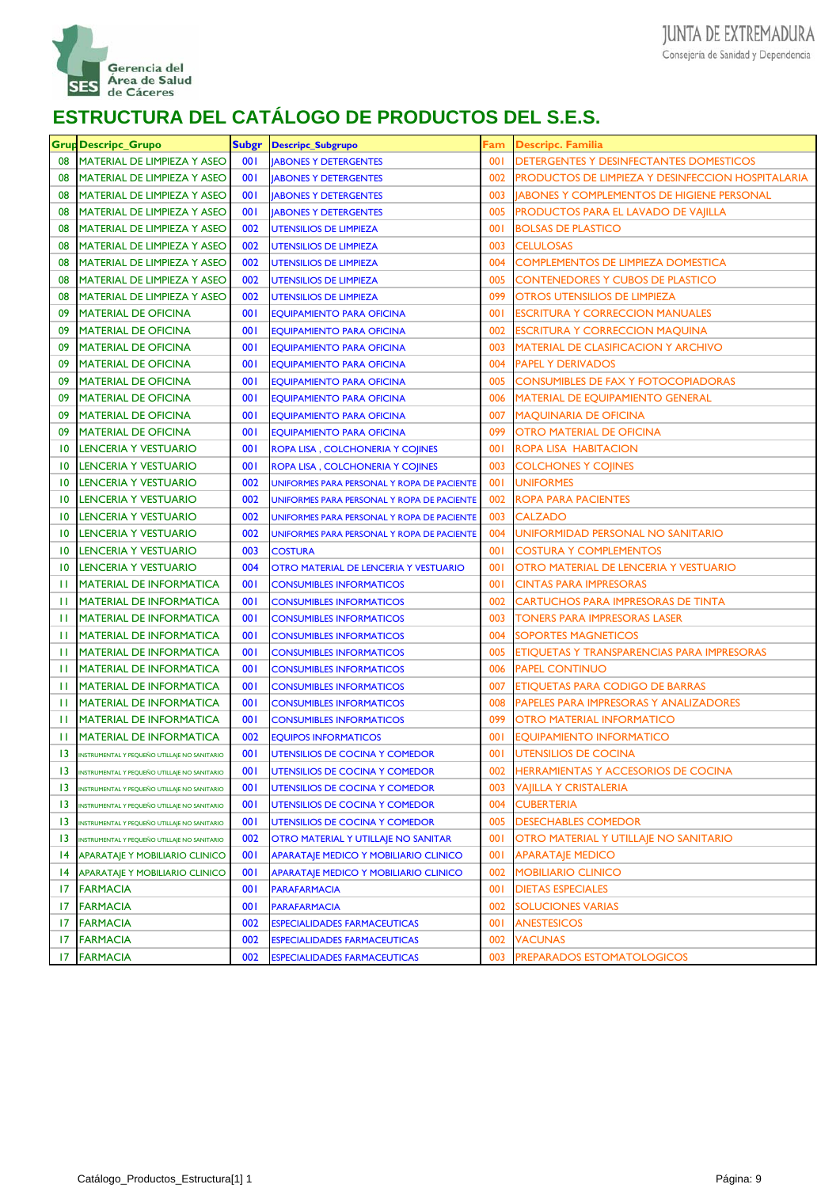Gerencia del Área de Salud de Cáceres

JUNTA DE EXTREMADURA
Consejería de Sanidad y Dependencia

# ESTRUCTURA DEL CATÁLOGO DE PRODUCTOS DEL S.E.S.

| Grup | Descripc_Grupo | Subgr | Descripc_Subgrupo | Fam | Descripc. Familia |
|---|---|---|---|---|---|
| 08 | MATERIAL DE LIMPIEZA Y ASEO | 001 | JABONES Y DETERGENTES | 001 | DETERGENTES Y DESINFECTANTES DOMESTICOS |
| 08 | MATERIAL DE LIMPIEZA Y ASEO | 001 | JABONES Y DETERGENTES | 002 | PRODUCTOS DE LIMPIEZA Y DESINFECCION HOSPITALARIA |
| 08 | MATERIAL DE LIMPIEZA Y ASEO | 001 | JABONES Y DETERGENTES | 003 | JABONES Y COMPLEMENTOS DE HIGIENE PERSONAL |
| 08 | MATERIAL DE LIMPIEZA Y ASEO | 001 | JABONES Y DETERGENTES | 005 | PRODUCTOS PARA EL LAVADO DE VAJILLA |
| 08 | MATERIAL DE LIMPIEZA Y ASEO | 002 | UTENSILIOS DE LIMPIEZA | 001 | BOLSAS DE PLASTICO |
| 08 | MATERIAL DE LIMPIEZA Y ASEO | 002 | UTENSILIOS DE LIMPIEZA | 003 | CELULOSAS |
| 08 | MATERIAL DE LIMPIEZA Y ASEO | 002 | UTENSILIOS DE LIMPIEZA | 004 | COMPLEMENTOS DE LIMPIEZA DOMESTICA |
| 08 | MATERIAL DE LIMPIEZA Y ASEO | 002 | UTENSILIOS DE LIMPIEZA | 005 | CONTENEDORES Y CUBOS DE PLASTICO |
| 08 | MATERIAL DE LIMPIEZA Y ASEO | 002 | UTENSILIOS DE LIMPIEZA | 099 | OTROS UTENSILIOS DE LIMPIEZA |
| 09 | MATERIAL DE OFICINA | 001 | EQUIPAMIENTO PARA OFICINA | 001 | ESCRITURA Y CORRECCION MANUALES |
| 09 | MATERIAL DE OFICINA | 001 | EQUIPAMIENTO PARA OFICINA | 002 | ESCRITURA Y CORRECCION MAQUINA |
| 09 | MATERIAL DE OFICINA | 001 | EQUIPAMIENTO PARA OFICINA | 003 | MATERIAL DE CLASIFICACION Y ARCHIVO |
| 09 | MATERIAL DE OFICINA | 001 | EQUIPAMIENTO PARA OFICINA | 004 | PAPEL Y DERIVADOS |
| 09 | MATERIAL DE OFICINA | 001 | EQUIPAMIENTO PARA OFICINA | 005 | CONSUMIBLES DE FAX Y FOTOCOPIADORAS |
| 09 | MATERIAL DE OFICINA | 001 | EQUIPAMIENTO PARA OFICINA | 006 | MATERIAL DE EQUIPAMIENTO GENERAL |
| 09 | MATERIAL DE OFICINA | 001 | EQUIPAMIENTO PARA OFICINA | 007 | MAQUINARIA DE OFICINA |
| 09 | MATERIAL DE OFICINA | 001 | EQUIPAMIENTO PARA OFICINA | 099 | OTRO MATERIAL DE OFICINA |
| 10 | LENCERIA Y VESTUARIO | 001 | ROPA LISA , COLCHONERIA Y COJINES | 001 | ROPA LISA HABITACION |
| 10 | LENCERIA Y VESTUARIO | 001 | ROPA LISA , COLCHONERIA Y COJINES | 003 | COLCHONES Y COJINES |
| 10 | LENCERIA Y VESTUARIO | 002 | UNIFORMES PARA PERSONAL Y ROPA DE PACIENTE | 001 | UNIFORMES |
| 10 | LENCERIA Y VESTUARIO | 002 | UNIFORMES PARA PERSONAL Y ROPA DE PACIENTE | 002 | ROPA PARA PACIENTES |
| 10 | LENCERIA Y VESTUARIO | 002 | UNIFORMES PARA PERSONAL Y ROPA DE PACIENTE | 003 | CALZADO |
| 10 | LENCERIA Y VESTUARIO | 002 | UNIFORMES PARA PERSONAL Y ROPA DE PACIENTE | 004 | UNIFORMIDAD PERSONAL NO SANITARIO |
| 10 | LENCERIA Y VESTUARIO | 003 | COSTURA | 001 | COSTURA Y COMPLEMENTOS |
| 10 | LENCERIA Y VESTUARIO | 004 | OTRO MATERIAL DE LENCERIA Y VESTUARIO | 001 | OTRO MATERIAL DE LENCERIA Y VESTUARIO |
| 11 | MATERIAL DE INFORMATICA | 001 | CONSUMIBLES INFORMATICOS | 001 | CINTAS PARA IMPRESORAS |
| 11 | MATERIAL DE INFORMATICA | 001 | CONSUMIBLES INFORMATICOS | 002 | CARTUCHOS PARA IMPRESORAS DE TINTA |
| 11 | MATERIAL DE INFORMATICA | 001 | CONSUMIBLES INFORMATICOS | 003 | TONERS PARA IMPRESORAS LASER |
| 11 | MATERIAL DE INFORMATICA | 001 | CONSUMIBLES INFORMATICOS | 004 | SOPORTES MAGNETICOS |
| 11 | MATERIAL DE INFORMATICA | 001 | CONSUMIBLES INFORMATICOS | 005 | ETIQUETAS Y TRANSPARENCIAS PARA IMPRESORAS |
| 11 | MATERIAL DE INFORMATICA | 001 | CONSUMIBLES INFORMATICOS | 006 | PAPEL CONTINUO |
| 11 | MATERIAL DE INFORMATICA | 001 | CONSUMIBLES INFORMATICOS | 007 | ETIQUETAS PARA CODIGO DE BARRAS |
| 11 | MATERIAL DE INFORMATICA | 001 | CONSUMIBLES INFORMATICOS | 008 | PAPELES PARA IMPRESORAS Y ANALIZADORES |
| 11 | MATERIAL DE INFORMATICA | 001 | CONSUMIBLES INFORMATICOS | 099 | OTRO MATERIAL INFORMATICO |
| 11 | MATERIAL DE INFORMATICA | 002 | EQUIPOS INFORMATICOS | 001 | EQUIPAMIENTO INFORMATICO |
| 13 | INSTRUMENTAL Y PEQUEÑO UTILLAJE NO SANITARIO | 001 | UTENSILIOS DE COCINA Y COMEDOR | 001 | UTENSILIOS DE COCINA |
| 13 | INSTRUMENTAL Y PEQUEÑO UTILLAJE NO SANITARIO | 001 | UTENSILIOS DE COCINA Y COMEDOR | 002 | HERRAMIENTAS Y ACCESORIOS DE COCINA |
| 13 | INSTRUMENTAL Y PEQUEÑO UTILLAJE NO SANITARIO | 001 | UTENSILIOS DE COCINA Y COMEDOR | 003 | VAJILLA Y CRISTALERIA |
| 13 | INSTRUMENTAL Y PEQUEÑO UTILLAJE NO SANITARIO | 001 | UTENSILIOS DE COCINA Y COMEDOR | 004 | CUBERTERIA |
| 13 | INSTRUMENTAL Y PEQUEÑO UTILLAJE NO SANITARIO | 001 | UTENSILIOS DE COCINA Y COMEDOR | 005 | DESECHABLES COMEDOR |
| 13 | INSTRUMENTAL Y PEQUEÑO UTILLAJE NO SANITARIO | 002 | OTRO MATERIAL Y UTILLAJE NO SANITAR | 001 | OTRO MATERIAL Y UTILLAJE NO SANITARIO |
| 14 | APARATAJE Y MOBILIARIO CLINICO | 001 | APARATAJE MEDICO Y MOBILIARIO CLINICO | 001 | APARATAJE MEDICO |
| 14 | APARATAJE Y MOBILIARIO CLINICO | 001 | APARATAJE MEDICO Y MOBILIARIO CLINICO | 002 | MOBILIARIO CLINICO |
| 17 | FARMACIA | 001 | PARAFARMACIA | 001 | DIETAS ESPECIALES |
| 17 | FARMACIA | 001 | PARAFARMACIA | 002 | SOLUCIONES VARIAS |
| 17 | FARMACIA | 002 | ESPECIALIDADES FARMACEUTICAS | 001 | ANESTESICOS |
| 17 | FARMACIA | 002 | ESPECIALIDADES FARMACEUTICAS | 002 | VACUNAS |
| 17 | FARMACIA | 002 | ESPECIALIDADES FARMACEUTICAS | 003 | PREPARADOS ESTOMATOLOGICOS |